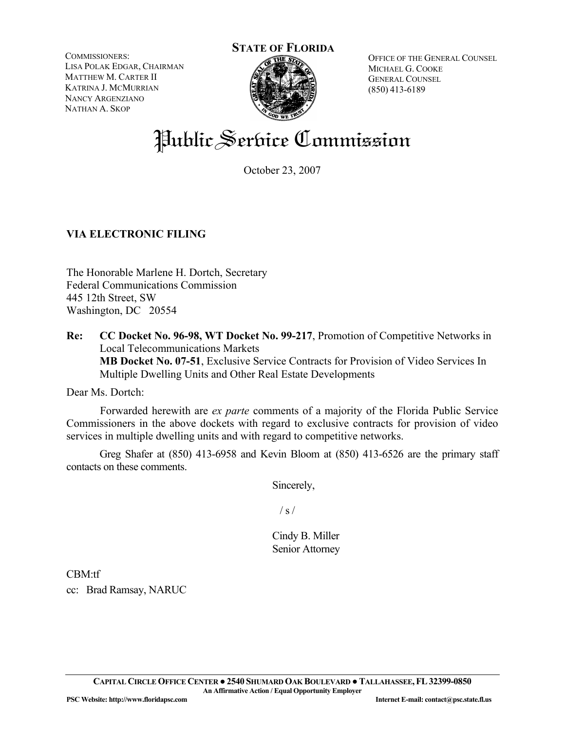COMMISSIONERS:
LISA POLAK EDGAR, CHAIRMAN
MATTHEW M. CARTER II
KATRINA J. MCMURRIAN
NANCY ARGENZIANO
NATHAN A. SKOP

**STATE OF FLORIDA**

OFFICE OF THE GENERAL COUNSEL
MICHAEL G. COOKE
GENERAL COUNSEL
(850) 413-6189

# Public Service Commission

October 23, 2007

**VIA ELECTRONIC FILING**

The Honorable Marlene H. Dortch, Secretary
Federal Communications Commission
445 12th Street, SW
Washington, DC 20554

**Re: CC Docket No. 96-98, WT Docket No. 99-217**, Promotion of Competitive Networks in Local Telecommunications Markets
**MB Docket No. 07-51**, Exclusive Service Contracts for Provision of Video Services In Multiple Dwelling Units and Other Real Estate Developments

Dear Ms. Dortch:

Forwarded herewith are *ex parte* comments of a majority of the Florida Public Service Commissioners in the above dockets with regard to exclusive contracts for provision of video services in multiple dwelling units and with regard to competitive networks.

Greg Shafer at (850) 413-6958 and Kevin Bloom at (850) 413-6526 are the primary staff contacts on these comments.

Sincerely,

/ s /

Cindy B. Miller
Senior Attorney

CBM:tf
cc: Brad Ramsay, NARUC

CAPITAL CIRCLE OFFICE CENTER ● 2540 SHUMARD OAK BOULEVARD ● TALLAHASSEE, FL 32399-0850
An Affirmative Action / Equal Opportunity Employer
PSC Website: http://www.floridapsc.com Internet E-mail: contact@psc.state.fl.us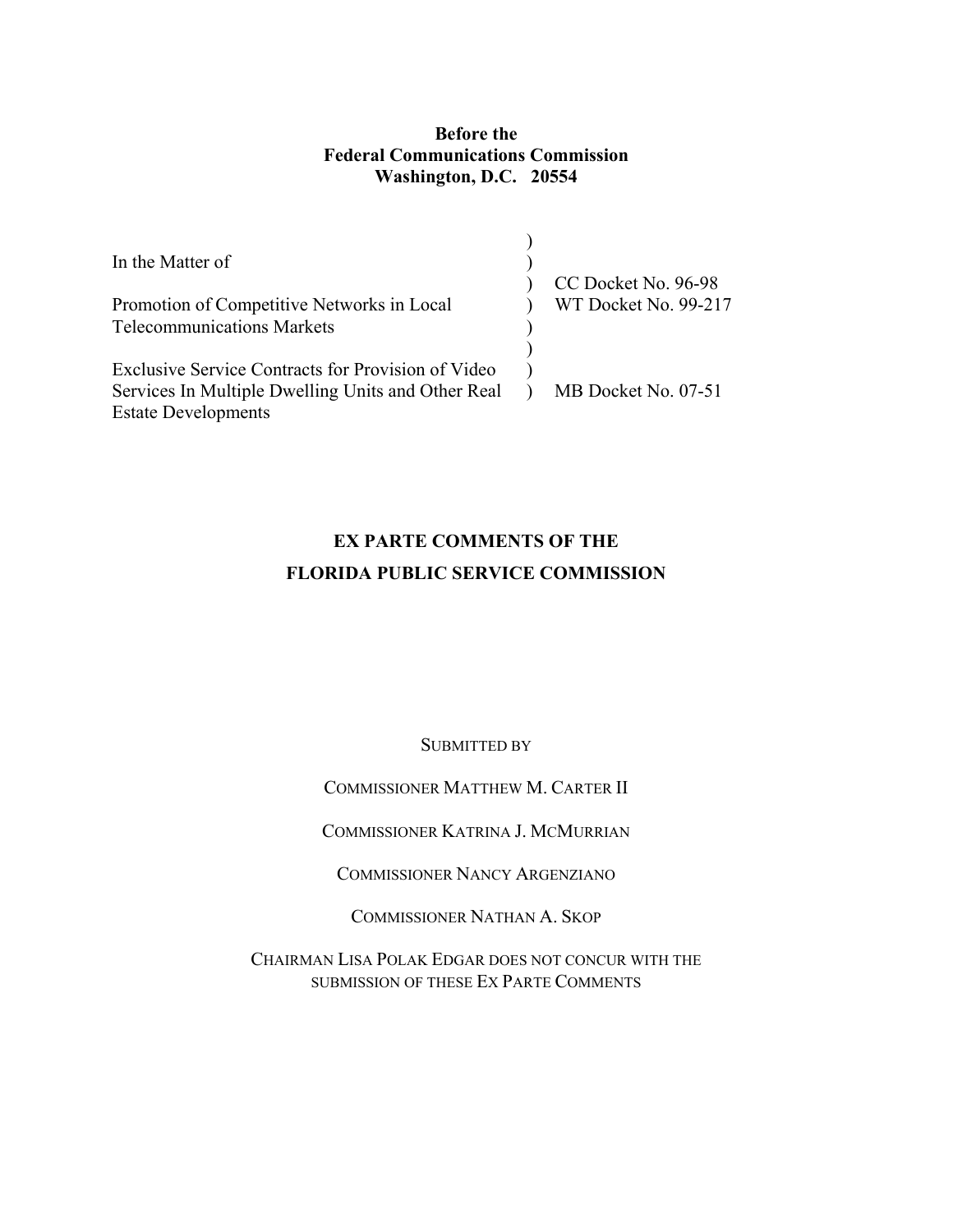**Before the**
**Federal Communications Commission**
**Washington, D.C. 20554**

| | | |
|---|---|---|
| In the Matter of | ) | |
| Promotion of Competitive Networks in Local Telecommunications Markets | ) | CC Docket No. 96-98 WT Docket No. 99-217 |
| Exclusive Service Contracts for Provision of Video Services In Multiple Dwelling Units and Other Real Estate Developments | ) | MB Docket No. 07-51 |

**EX PARTE COMMENTS OF THE**
**FLORIDA PUBLIC SERVICE COMMISSION**

SUBMITTED BY

COMMISSIONER MATTHEW M. CARTER II

COMMISSIONER KATRINA J. MCMURRIAN

COMMISSIONER NANCY ARGENZIANO

COMMISSIONER NATHAN A. SKOP

CHAIRMAN LISA POLAK EDGAR DOES NOT CONCUR WITH THE SUBMISSION OF THESE EX PARTE COMMENTS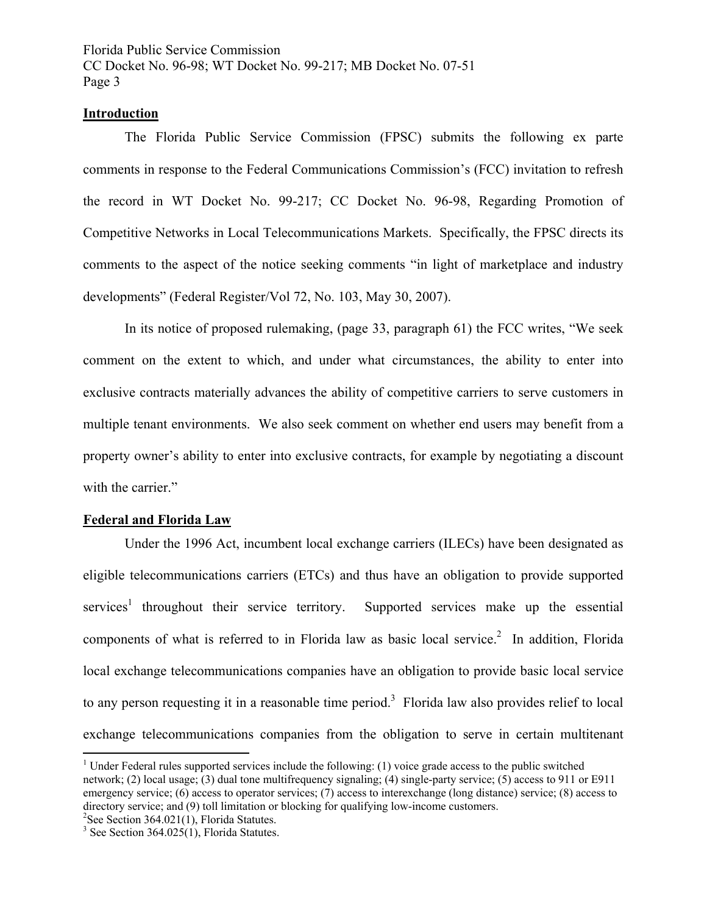## Introduction

The Florida Public Service Commission (FPSC) submits the following ex parte comments in response to the Federal Communications Commission's (FCC) invitation to refresh the record in WT Docket No. 99-217; CC Docket No. 96-98, Regarding Promotion of Competitive Networks in Local Telecommunications Markets. Specifically, the FPSC directs its comments to the aspect of the notice seeking comments "in light of marketplace and industry developments" (Federal Register/Vol 72, No. 103, May 30, 2007).

In its notice of proposed rulemaking, (page 33, paragraph 61) the FCC writes, "We seek comment on the extent to which, and under what circumstances, the ability to enter into exclusive contracts materially advances the ability of competitive carriers to serve customers in multiple tenant environments. We also seek comment on whether end users may benefit from a property owner's ability to enter into exclusive contracts, for example by negotiating a discount with the carrier."

## Federal and Florida Law

Under the 1996 Act, incumbent local exchange carriers (ILECs) have been designated as eligible telecommunications carriers (ETCs) and thus have an obligation to provide supported services[1] throughout their service territory. Supported services make up the essential components of what is referred to in Florida law as basic local service.[2] In addition, Florida local exchange telecommunications companies have an obligation to provide basic local service to any person requesting it in a reasonable time period.[3] Florida law also provides relief to local exchange telecommunications companies from the obligation to serve in certain multitenant

---

[1] Under Federal rules supported services include the following: (1) voice grade access to the public switched network; (2) local usage; (3) dual tone multifrequency signaling; (4) single-party service; (5) access to 911 or E911 emergency service; (6) access to operator services; (7) access to interexchange (long distance) service; (8) access to directory service; and (9) toll limitation or blocking for qualifying low-income customers.

[2] See Section 364.021(1), Florida Statutes.

[3] See Section 364.025(1), Florida Statutes.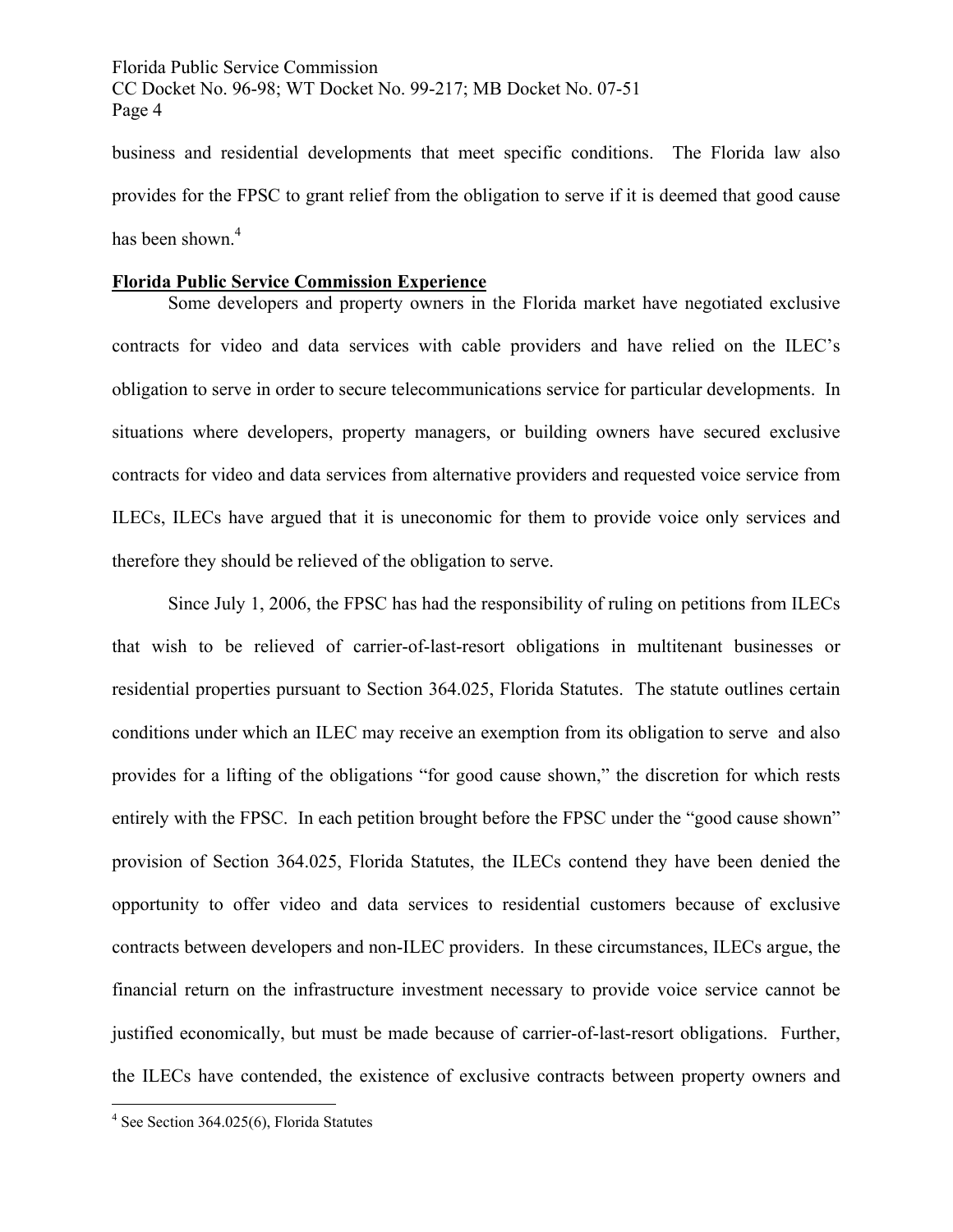business and residential developments that meet specific conditions. The Florida law also provides for the FPSC to grant relief from the obligation to serve if it is deemed that good cause has been shown.[4]

**Florida Public Service Commission Experience**

Some developers and property owners in the Florida market have negotiated exclusive contracts for video and data services with cable providers and have relied on the ILEC's obligation to serve in order to secure telecommunications service for particular developments. In situations where developers, property managers, or building owners have secured exclusive contracts for video and data services from alternative providers and requested voice service from ILECs, ILECs have argued that it is uneconomic for them to provide voice only services and therefore they should be relieved of the obligation to serve.

Since July 1, 2006, the FPSC has had the responsibility of ruling on petitions from ILECs that wish to be relieved of carrier-of-last-resort obligations in multitenant businesses or residential properties pursuant to Section 364.025, Florida Statutes. The statute outlines certain conditions under which an ILEC may receive an exemption from its obligation to serve and also provides for a lifting of the obligations "for good cause shown," the discretion for which rests entirely with the FPSC. In each petition brought before the FPSC under the "good cause shown" provision of Section 364.025, Florida Statutes, the ILECs contend they have been denied the opportunity to offer video and data services to residential customers because of exclusive contracts between developers and non-ILEC providers. In these circumstances, ILECs argue, the financial return on the infrastructure investment necessary to provide voice service cannot be justified economically, but must be made because of carrier-of-last-resort obligations. Further, the ILECs have contended, the existence of exclusive contracts between property owners and

[4] See Section 364.025(6), Florida Statutes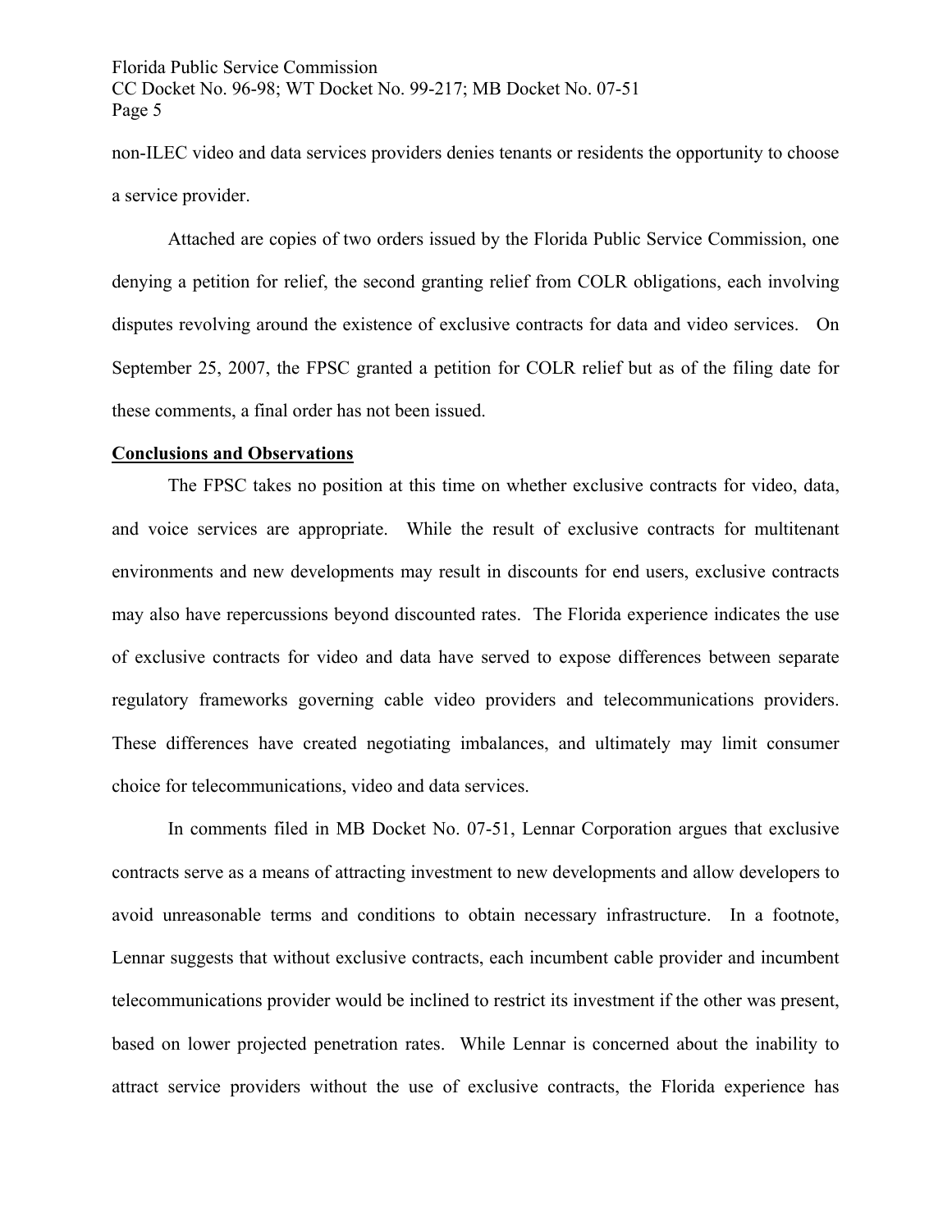non-ILEC video and data services providers denies tenants or residents the opportunity to choose a service provider.

Attached are copies of two orders issued by the Florida Public Service Commission, one denying a petition for relief, the second granting relief from COLR obligations, each involving disputes revolving around the existence of exclusive contracts for data and video services. On September 25, 2007, the FPSC granted a petition for COLR relief but as of the filing date for these comments, a final order has not been issued.

## Conclusions and Observations

The FPSC takes no position at this time on whether exclusive contracts for video, data, and voice services are appropriate. While the result of exclusive contracts for multitenant environments and new developments may result in discounts for end users, exclusive contracts may also have repercussions beyond discounted rates. The Florida experience indicates the use of exclusive contracts for video and data have served to expose differences between separate regulatory frameworks governing cable video providers and telecommunications providers. These differences have created negotiating imbalances, and ultimately may limit consumer choice for telecommunications, video and data services.

In comments filed in MB Docket No. 07-51, Lennar Corporation argues that exclusive contracts serve as a means of attracting investment to new developments and allow developers to avoid unreasonable terms and conditions to obtain necessary infrastructure. In a footnote, Lennar suggests that without exclusive contracts, each incumbent cable provider and incumbent telecommunications provider would be inclined to restrict its investment if the other was present, based on lower projected penetration rates. While Lennar is concerned about the inability to attract service providers without the use of exclusive contracts, the Florida experience has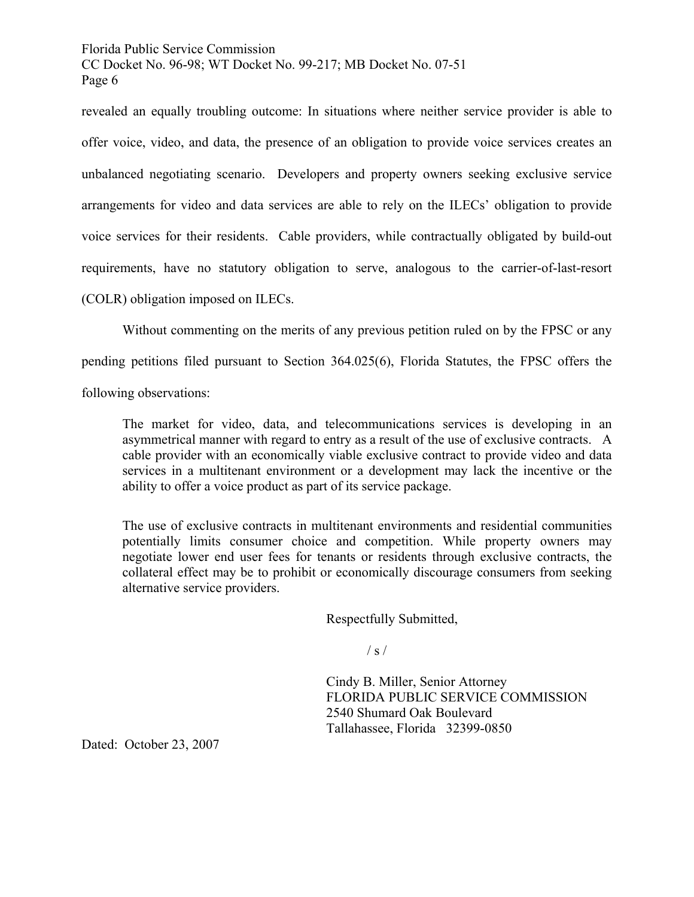revealed an equally troubling outcome: In situations where neither service provider is able to offer voice, video, and data, the presence of an obligation to provide voice services creates an unbalanced negotiating scenario. Developers and property owners seeking exclusive service arrangements for video and data services are able to rely on the ILECs' obligation to provide voice services for their residents. Cable providers, while contractually obligated by build-out requirements, have no statutory obligation to serve, analogous to the carrier-of-last-resort (COLR) obligation imposed on ILECs.

Without commenting on the merits of any previous petition ruled on by the FPSC or any pending petitions filed pursuant to Section 364.025(6), Florida Statutes, the FPSC offers the following observations:

> The market for video, data, and telecommunications services is developing in an asymmetrical manner with regard to entry as a result of the use of exclusive contracts. A cable provider with an economically viable exclusive contract to provide video and data services in a multitenant environment or a development may lack the incentive or the ability to offer a voice product as part of its service package.
>
> The use of exclusive contracts in multitenant environments and residential communities potentially limits consumer choice and competition. While property owners may negotiate lower end user fees for tenants or residents through exclusive contracts, the collateral effect may be to prohibit or economically discourage consumers from seeking alternative service providers.

Respectfully Submitted,

/ s /

Cindy B. Miller, Senior Attorney
FLORIDA PUBLIC SERVICE COMMISSION
2540 Shumard Oak Boulevard
Tallahassee, Florida 32399-0850

Dated: October 23, 2007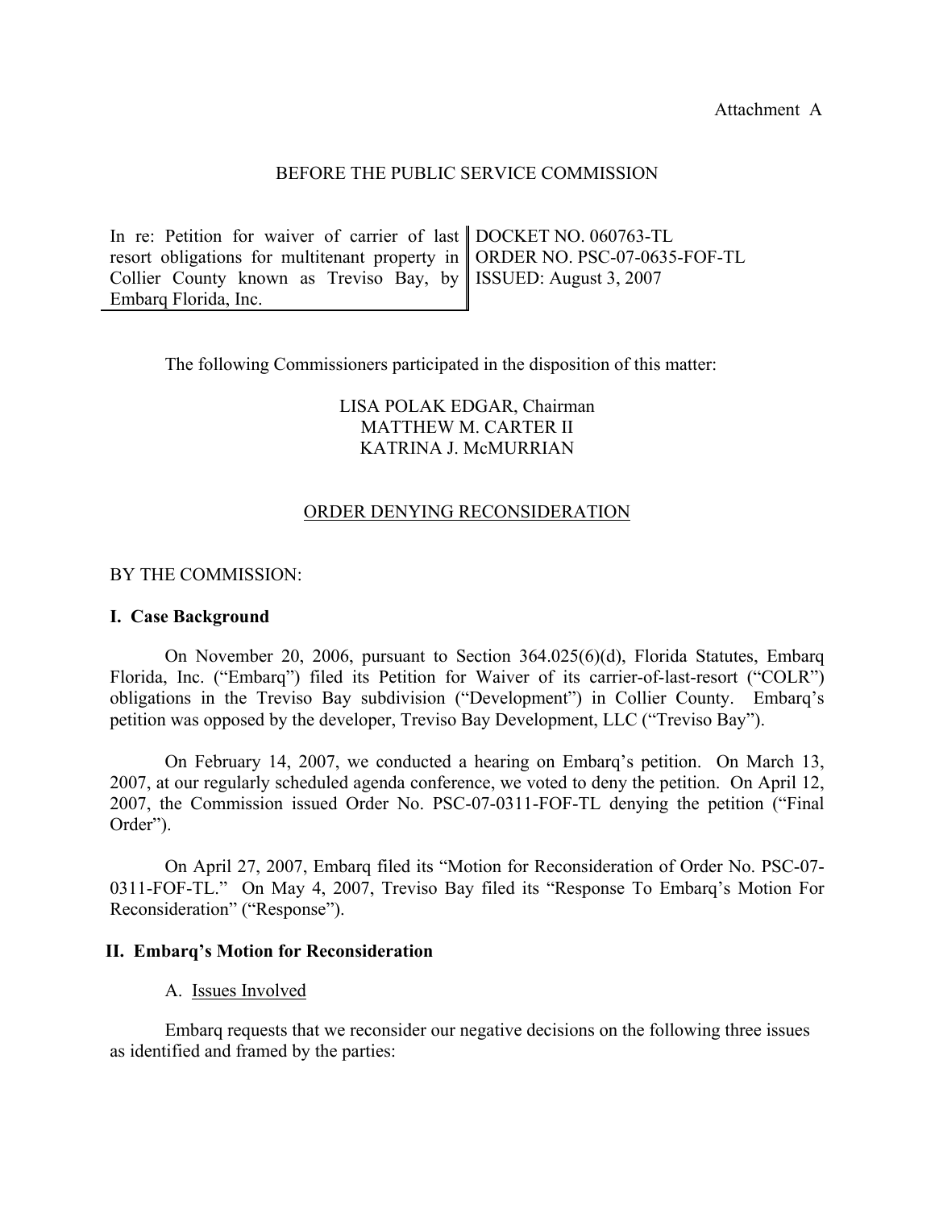Attachment A

BEFORE THE PUBLIC SERVICE COMMISSION

| In re: Petition for waiver of carrier of last resort obligations for multitenant property in Collier County known as Treviso Bay, by Embarq Florida, Inc. | DOCKET NO. 060763-TL<br>ORDER NO. PSC-07-0635-FOF-TL<br>ISSUED: August 3, 2007 |
|---|---|

The following Commissioners participated in the disposition of this matter:

LISA POLAK EDGAR, Chairman
MATTHEW M. CARTER II
KATRINA J. McMURRIAN

ORDER DENYING RECONSIDERATION

BY THE COMMISSION:

## I. Case Background

On November 20, 2006, pursuant to Section 364.025(6)(d), Florida Statutes, Embarq Florida, Inc. ("Embarq") filed its Petition for Waiver of its carrier-of-last-resort ("COLR") obligations in the Treviso Bay subdivision ("Development") in Collier County. Embarq's petition was opposed by the developer, Treviso Bay Development, LLC ("Treviso Bay").

On February 14, 2007, we conducted a hearing on Embarq's petition. On March 13, 2007, at our regularly scheduled agenda conference, we voted to deny the petition. On April 12, 2007, the Commission issued Order No. PSC-07-0311-FOF-TL denying the petition ("Final Order").

On April 27, 2007, Embarq filed its "Motion for Reconsideration of Order No. PSC-07-0311-FOF-TL." On May 4, 2007, Treviso Bay filed its "Response To Embarq's Motion For Reconsideration" ("Response").

## II. Embarq's Motion for Reconsideration

A. Issues Involved

Embarq requests that we reconsider our negative decisions on the following three issues as identified and framed by the parties: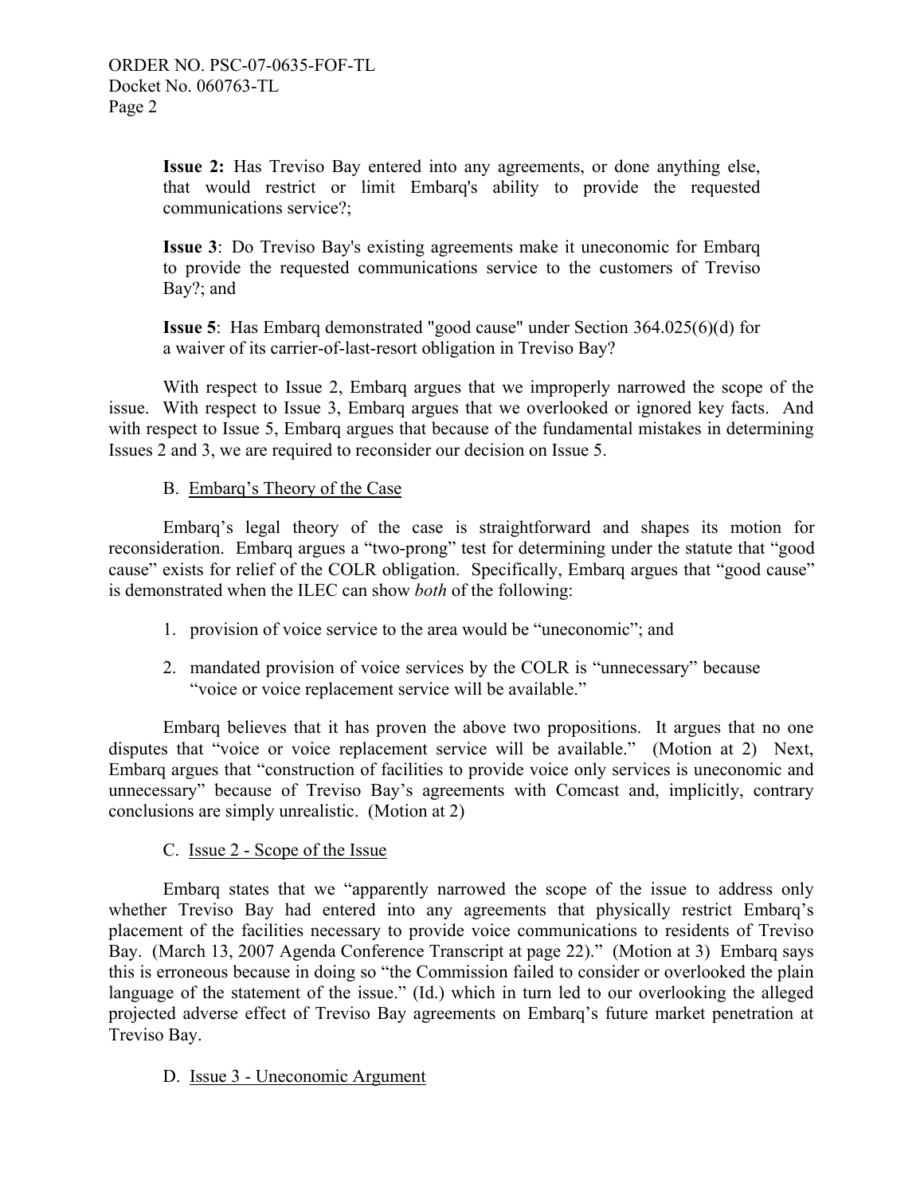**Issue 2:** Has Treviso Bay entered into any agreements, or done anything else, that would restrict or limit Embarq's ability to provide the requested communications service?;

**Issue 3**: Do Treviso Bay's existing agreements make it uneconomic for Embarq to provide the requested communications service to the customers of Treviso Bay?; and

**Issue 5**: Has Embarq demonstrated "good cause" under Section 364.025(6)(d) for a waiver of its carrier-of-last-resort obligation in Treviso Bay?

With respect to Issue 2, Embarq argues that we improperly narrowed the scope of the issue. With respect to Issue 3, Embarq argues that we overlooked or ignored key facts. And with respect to Issue 5, Embarq argues that because of the fundamental mistakes in determining Issues 2 and 3, we are required to reconsider our decision on Issue 5.

B. Embarq's Theory of the Case

Embarq's legal theory of the case is straightforward and shapes its motion for reconsideration. Embarq argues a "two-prong" test for determining under the statute that "good cause" exists for relief of the COLR obligation. Specifically, Embarq argues that "good cause" is demonstrated when the ILEC can show *both* of the following:

1. provision of voice service to the area would be "uneconomic"; and
2. mandated provision of voice services by the COLR is "unnecessary" because "voice or voice replacement service will be available."

Embarq believes that it has proven the above two propositions. It argues that no one disputes that "voice or voice replacement service will be available." (Motion at 2) Next, Embarq argues that "construction of facilities to provide voice only services is uneconomic and unnecessary" because of Treviso Bay's agreements with Comcast and, implicitly, contrary conclusions are simply unrealistic. (Motion at 2)

C. Issue 2 - Scope of the Issue

Embarq states that we "apparently narrowed the scope of the issue to address only whether Treviso Bay had entered into any agreements that physically restrict Embarq's placement of the facilities necessary to provide voice communications to residents of Treviso Bay. (March 13, 2007 Agenda Conference Transcript at page 22)." (Motion at 3) Embarq says this is erroneous because in doing so "the Commission failed to consider or overlooked the plain language of the statement of the issue." (Id.) which in turn led to our overlooking the alleged projected adverse effect of Treviso Bay agreements on Embarq's future market penetration at Treviso Bay.

D. Issue 3 - Uneconomic Argument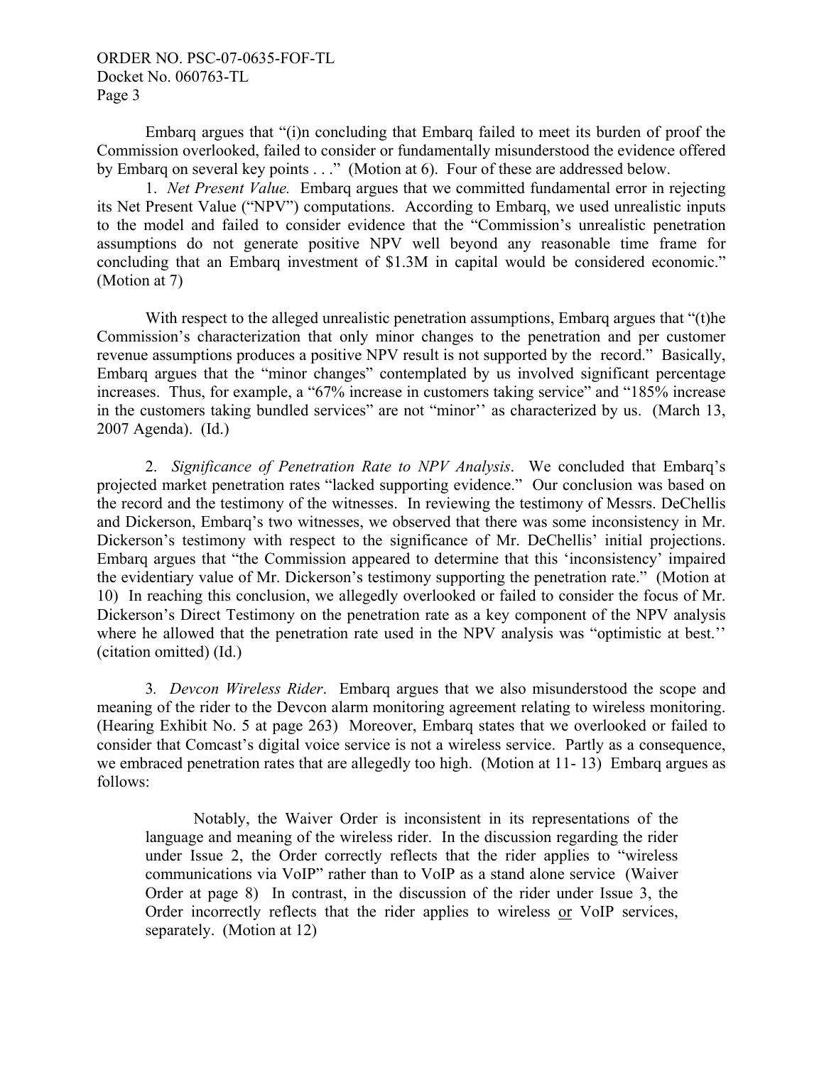Embarq argues that "(i)n concluding that Embarq failed to meet its burden of proof the Commission overlooked, failed to consider or fundamentally misunderstood the evidence offered by Embarq on several key points . . ." (Motion at 6). Four of these are addressed below.

1. *Net Present Value.* Embarq argues that we committed fundamental error in rejecting its Net Present Value ("NPV") computations. According to Embarq, we used unrealistic inputs to the model and failed to consider evidence that the "Commission's unrealistic penetration assumptions do not generate positive NPV well beyond any reasonable time frame for concluding that an Embarq investment of $1.3M in capital would be considered economic." (Motion at 7)

With respect to the alleged unrealistic penetration assumptions, Embarq argues that "(t)he Commission's characterization that only minor changes to the penetration and per customer revenue assumptions produces a positive NPV result is not supported by the record." Basically, Embarq argues that the "minor changes" contemplated by us involved significant percentage increases. Thus, for example, a "67% increase in customers taking service" and "185% increase in the customers taking bundled services" are not "minor'' as characterized by us. (March 13, 2007 Agenda). (Id.)

2. *Significance of Penetration Rate to NPV Analysis*. We concluded that Embarq's projected market penetration rates "lacked supporting evidence." Our conclusion was based on the record and the testimony of the witnesses. In reviewing the testimony of Messrs. DeChellis and Dickerson, Embarq's two witnesses, we observed that there was some inconsistency in Mr. Dickerson's testimony with respect to the significance of Mr. DeChellis' initial projections. Embarq argues that "the Commission appeared to determine that this 'inconsistency' impaired the evidentiary value of Mr. Dickerson's testimony supporting the penetration rate." (Motion at 10) In reaching this conclusion, we allegedly overlooked or failed to consider the focus of Mr. Dickerson's Direct Testimony on the penetration rate as a key component of the NPV analysis where he allowed that the penetration rate used in the NPV analysis was "optimistic at best.'' (citation omitted) (Id.)

3. *Devcon Wireless Rider*. Embarq argues that we also misunderstood the scope and meaning of the rider to the Devcon alarm monitoring agreement relating to wireless monitoring. (Hearing Exhibit No. 5 at page 263) Moreover, Embarq states that we overlooked or failed to consider that Comcast's digital voice service is not a wireless service. Partly as a consequence, we embraced penetration rates that are allegedly too high. (Motion at 11- 13) Embarq argues as follows:

> Notably, the Waiver Order is inconsistent in its representations of the language and meaning of the wireless rider. In the discussion regarding the rider under Issue 2, the Order correctly reflects that the rider applies to "wireless communications via VoIP" rather than to VoIP as a stand alone service (Waiver Order at page 8) In contrast, in the discussion of the rider under Issue 3, the Order incorrectly reflects that the rider applies to wireless <u>or</u> VoIP services, separately. (Motion at 12)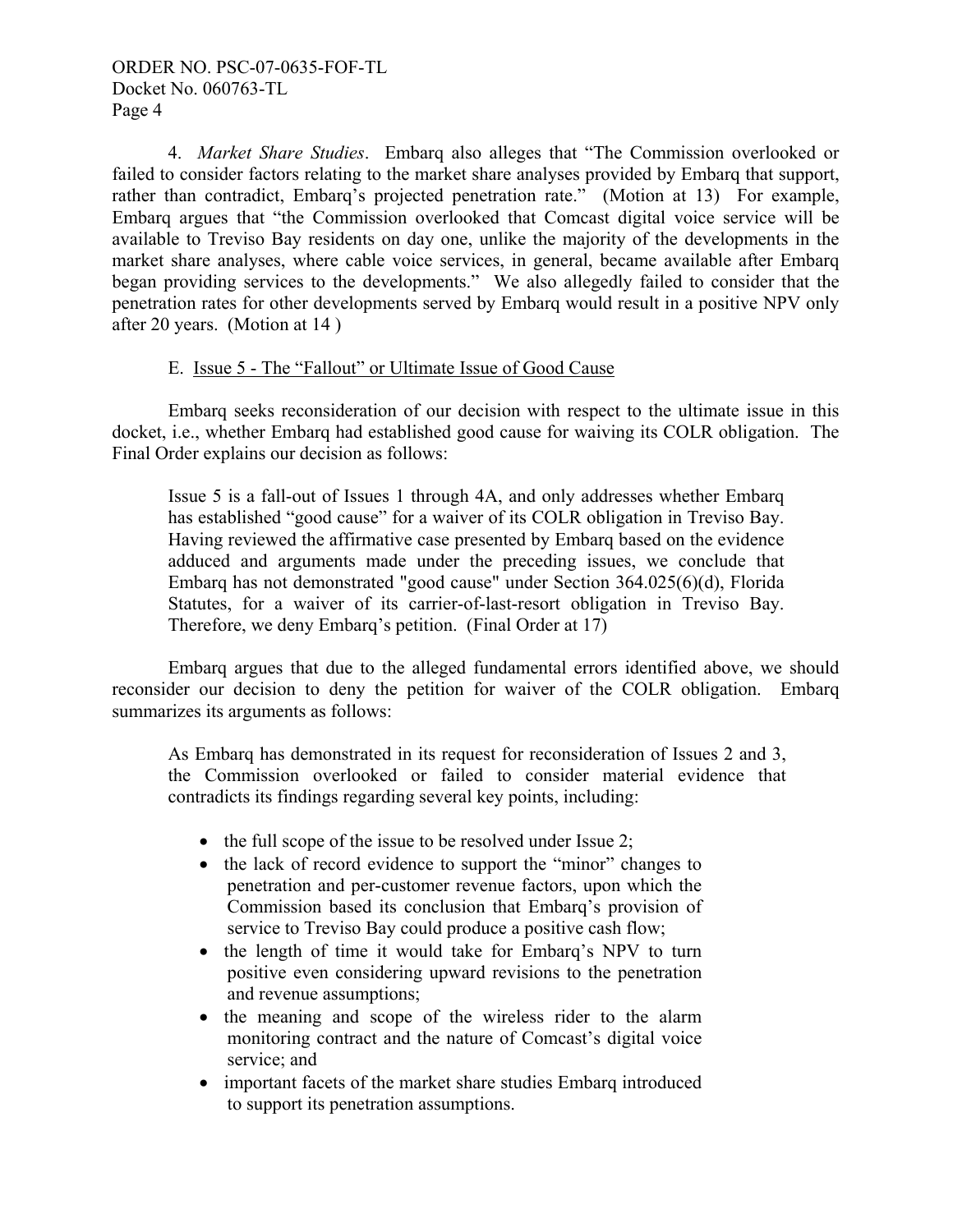4. *Market Share Studies*. Embarq also alleges that "The Commission overlooked or failed to consider factors relating to the market share analyses provided by Embarq that support, rather than contradict, Embarq's projected penetration rate." (Motion at 13) For example, Embarq argues that "the Commission overlooked that Comcast digital voice service will be available to Treviso Bay residents on day one, unlike the majority of the developments in the market share analyses, where cable voice services, in general, became available after Embarq began providing services to the developments." We also allegedly failed to consider that the penetration rates for other developments served by Embarq would result in a positive NPV only after 20 years. (Motion at 14 )

E. Issue 5 - The "Fallout" or Ultimate Issue of Good Cause

Embarq seeks reconsideration of our decision with respect to the ultimate issue in this docket, i.e., whether Embarq had established good cause for waiving its COLR obligation. The Final Order explains our decision as follows:

> Issue 5 is a fall-out of Issues 1 through 4A, and only addresses whether Embarq has established "good cause" for a waiver of its COLR obligation in Treviso Bay. Having reviewed the affirmative case presented by Embarq based on the evidence adduced and arguments made under the preceding issues, we conclude that Embarq has not demonstrated "good cause" under Section 364.025(6)(d), Florida Statutes, for a waiver of its carrier-of-last-resort obligation in Treviso Bay. Therefore, we deny Embarq's petition. (Final Order at 17)

Embarq argues that due to the alleged fundamental errors identified above, we should reconsider our decision to deny the petition for waiver of the COLR obligation. Embarq summarizes its arguments as follows:

> As Embarq has demonstrated in its request for reconsideration of Issues 2 and 3, the Commission overlooked or failed to consider material evidence that contradicts its findings regarding several key points, including:
>
> - the full scope of the issue to be resolved under Issue 2;
> - the lack of record evidence to support the "minor" changes to penetration and per-customer revenue factors, upon which the Commission based its conclusion that Embarq's provision of service to Treviso Bay could produce a positive cash flow;
> - the length of time it would take for Embarq's NPV to turn positive even considering upward revisions to the penetration and revenue assumptions;
> - the meaning and scope of the wireless rider to the alarm monitoring contract and the nature of Comcast's digital voice service; and
> - important facets of the market share studies Embarq introduced to support its penetration assumptions.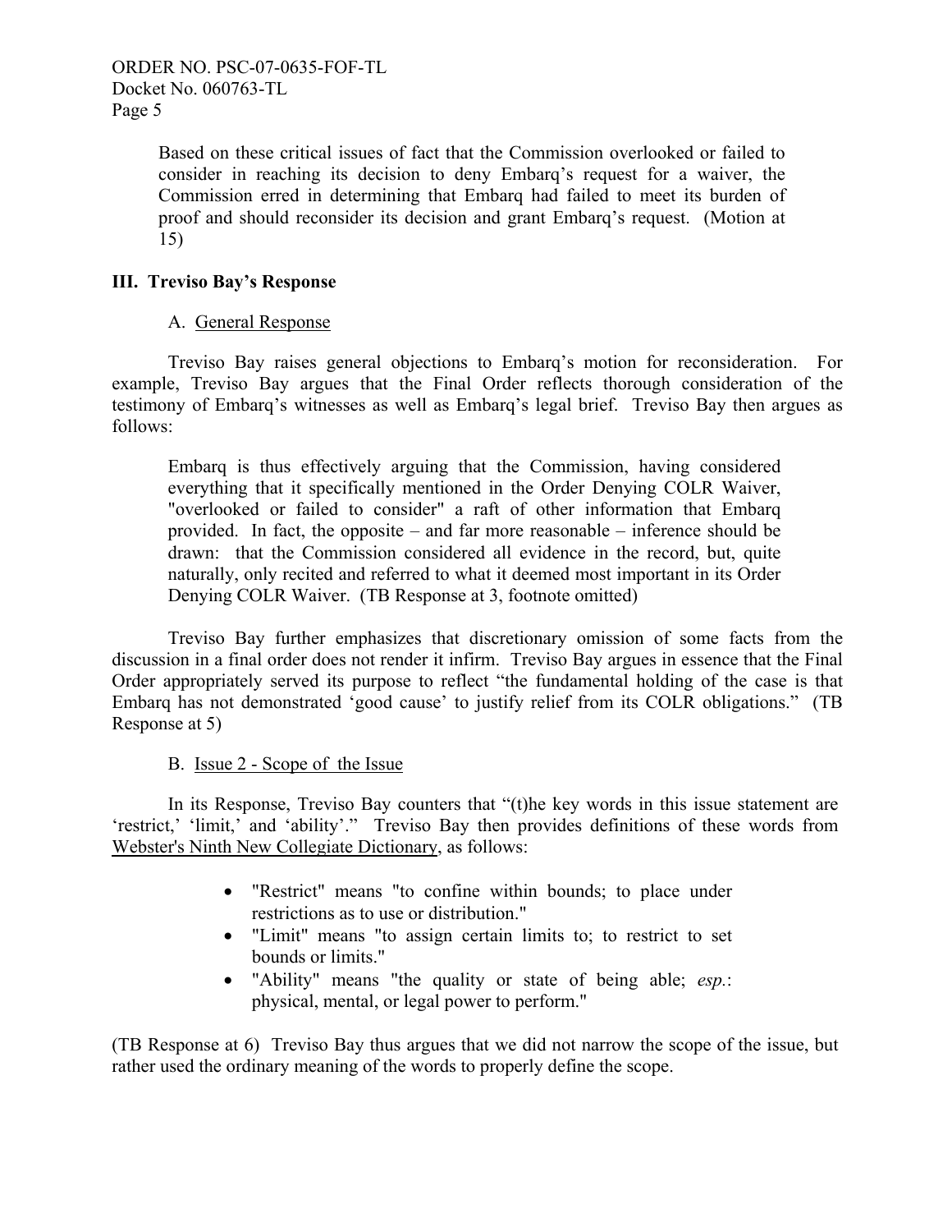Based on these critical issues of fact that the Commission overlooked or failed to consider in reaching its decision to deny Embarq's request for a waiver, the Commission erred in determining that Embarq had failed to meet its burden of proof and should reconsider its decision and grant Embarq's request. (Motion at 15)

## III. Treviso Bay's Response

### A. General Response

Treviso Bay raises general objections to Embarq's motion for reconsideration. For example, Treviso Bay argues that the Final Order reflects thorough consideration of the testimony of Embarq's witnesses as well as Embarq's legal brief. Treviso Bay then argues as follows:

> Embarq is thus effectively arguing that the Commission, having considered everything that it specifically mentioned in the Order Denying COLR Waiver, "overlooked or failed to consider" a raft of other information that Embarq provided. In fact, the opposite – and far more reasonable – inference should be drawn: that the Commission considered all evidence in the record, but, quite naturally, only recited and referred to what it deemed most important in its Order Denying COLR Waiver. (TB Response at 3, footnote omitted)

Treviso Bay further emphasizes that discretionary omission of some facts from the discussion in a final order does not render it infirm. Treviso Bay argues in essence that the Final Order appropriately served its purpose to reflect "the fundamental holding of the case is that Embarq has not demonstrated 'good cause' to justify relief from its COLR obligations." (TB Response at 5)

### B. Issue 2 - Scope of the Issue

In its Response, Treviso Bay counters that "(t)he key words in this issue statement are 'restrict,' 'limit,' and 'ability'." Treviso Bay then provides definitions of these words from Webster's Ninth New Collegiate Dictionary, as follows:

- "Restrict" means "to confine within bounds; to place under restrictions as to use or distribution."
- "Limit" means "to assign certain limits to; to restrict to set bounds or limits."
- "Ability" means "the quality or state of being able; *esp.*: physical, mental, or legal power to perform."

(TB Response at 6) Treviso Bay thus argues that we did not narrow the scope of the issue, but rather used the ordinary meaning of the words to properly define the scope.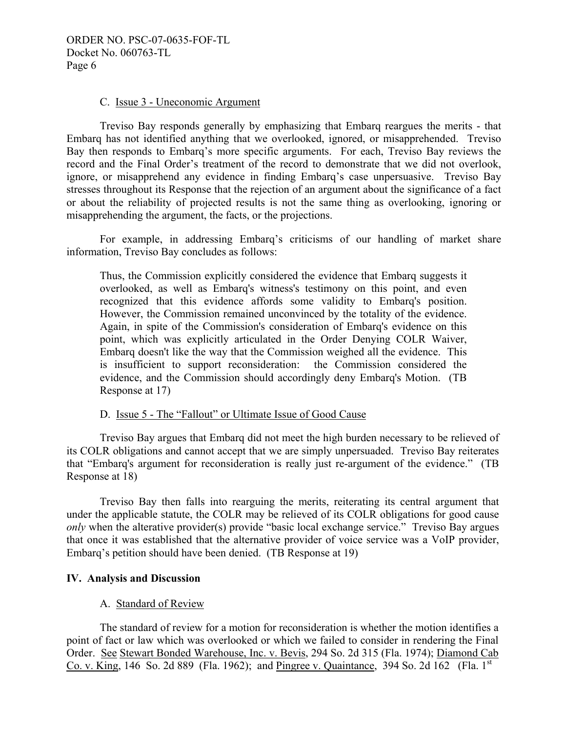C. Issue 3 - Uneconomic Argument

Treviso Bay responds generally by emphasizing that Embarq reargues the merits - that Embarq has not identified anything that we overlooked, ignored, or misapprehended. Treviso Bay then responds to Embarq's more specific arguments. For each, Treviso Bay reviews the record and the Final Order's treatment of the record to demonstrate that we did not overlook, ignore, or misapprehend any evidence in finding Embarq's case unpersuasive. Treviso Bay stresses throughout its Response that the rejection of an argument about the significance of a fact or about the reliability of projected results is not the same thing as overlooking, ignoring or misapprehending the argument, the facts, or the projections.

For example, in addressing Embarq's criticisms of our handling of market share information, Treviso Bay concludes as follows:

> Thus, the Commission explicitly considered the evidence that Embarq suggests it overlooked, as well as Embarq's witness's testimony on this point, and even recognized that this evidence affords some validity to Embarq's position. However, the Commission remained unconvinced by the totality of the evidence. Again, in spite of the Commission's consideration of Embarq's evidence on this point, which was explicitly articulated in the Order Denying COLR Waiver, Embarq doesn't like the way that the Commission weighed all the evidence. This is insufficient to support reconsideration: the Commission considered the evidence, and the Commission should accordingly deny Embarq's Motion. (TB Response at 17)

D. Issue 5 - The "Fallout" or Ultimate Issue of Good Cause

Treviso Bay argues that Embarq did not meet the high burden necessary to be relieved of its COLR obligations and cannot accept that we are simply unpersuaded. Treviso Bay reiterates that "Embarq's argument for reconsideration is really just re-argument of the evidence." (TB Response at 18)

Treviso Bay then falls into rearguing the merits, reiterating its central argument that under the applicable statute, the COLR may be relieved of its COLR obligations for good cause *only* when the alterative provider(s) provide "basic local exchange service." Treviso Bay argues that once it was established that the alternative provider of voice service was a VoIP provider, Embarq's petition should have been denied. (TB Response at 19)

## IV. Analysis and Discussion

A. Standard of Review

The standard of review for a motion for reconsideration is whether the motion identifies a point of fact or law which was overlooked or which we failed to consider in rendering the Final Order. See Stewart Bonded Warehouse, Inc. v. Bevis, 294 So. 2d 315 (Fla. 1974); Diamond Cab Co. v. King, 146 So. 2d 889 (Fla. 1962); and Pingree v. Quaintance, 394 So. 2d 162 (Fla. 1st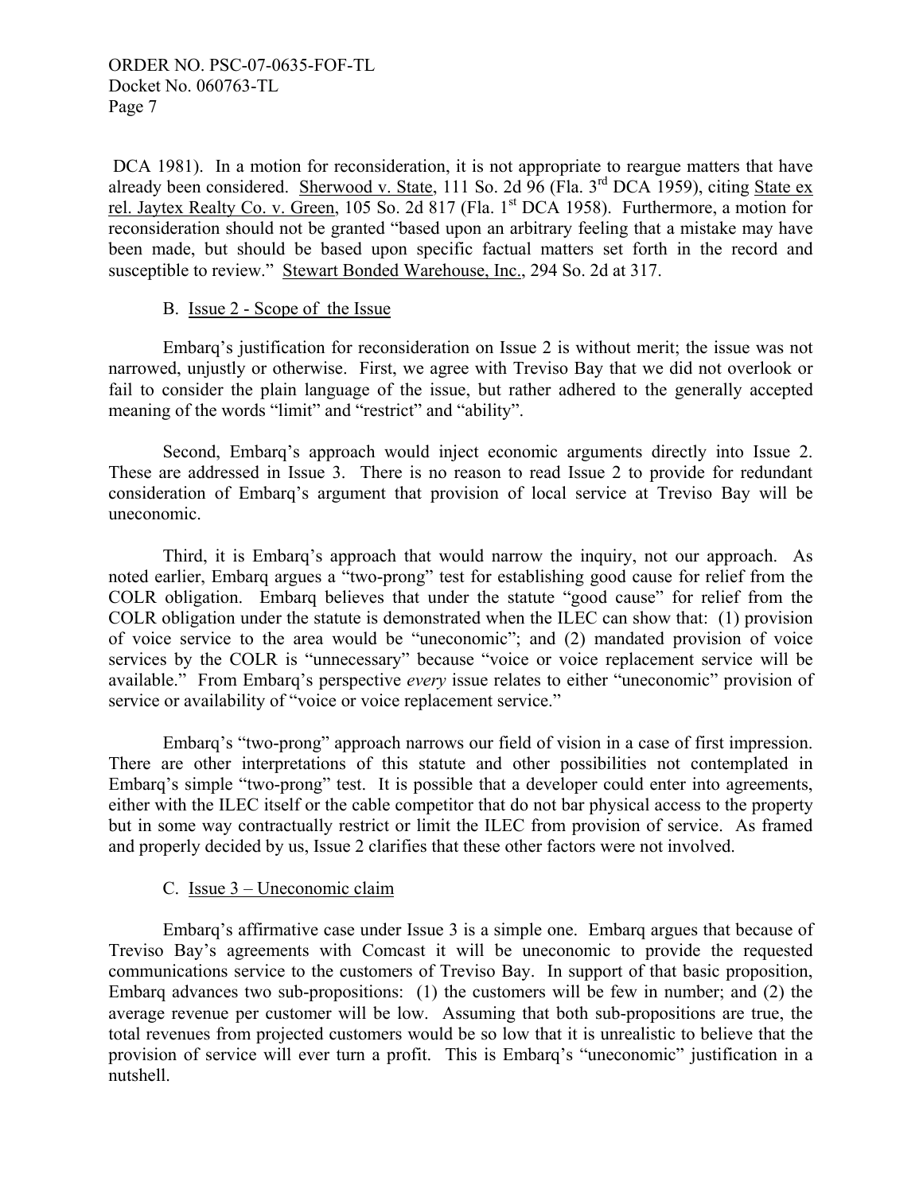DCA 1981). In a motion for reconsideration, it is not appropriate to reargue matters that have already been considered. Sherwood v. State, 111 So. 2d 96 (Fla. 3rd DCA 1959), citing State ex rel. Jaytex Realty Co. v. Green, 105 So. 2d 817 (Fla. 1st DCA 1958). Furthermore, a motion for reconsideration should not be granted "based upon an arbitrary feeling that a mistake may have been made, but should be based upon specific factual matters set forth in the record and susceptible to review." Stewart Bonded Warehouse, Inc., 294 So. 2d at 317.

### B. Issue 2 - Scope of the Issue

Embarq's justification for reconsideration on Issue 2 is without merit; the issue was not narrowed, unjustly or otherwise. First, we agree with Treviso Bay that we did not overlook or fail to consider the plain language of the issue, but rather adhered to the generally accepted meaning of the words "limit" and "restrict" and "ability".

Second, Embarq's approach would inject economic arguments directly into Issue 2. These are addressed in Issue 3. There is no reason to read Issue 2 to provide for redundant consideration of Embarq's argument that provision of local service at Treviso Bay will be uneconomic.

Third, it is Embarq's approach that would narrow the inquiry, not our approach. As noted earlier, Embarq argues a "two-prong" test for establishing good cause for relief from the COLR obligation. Embarq believes that under the statute "good cause" for relief from the COLR obligation under the statute is demonstrated when the ILEC can show that: (1) provision of voice service to the area would be "uneconomic"; and (2) mandated provision of voice services by the COLR is "unnecessary" because "voice or voice replacement service will be available." From Embarq's perspective *every* issue relates to either "uneconomic" provision of service or availability of "voice or voice replacement service."

Embarq's "two-prong" approach narrows our field of vision in a case of first impression. There are other interpretations of this statute and other possibilities not contemplated in Embarq's simple "two-prong" test. It is possible that a developer could enter into agreements, either with the ILEC itself or the cable competitor that do not bar physical access to the property but in some way contractually restrict or limit the ILEC from provision of service. As framed and properly decided by us, Issue 2 clarifies that these other factors were not involved.

### C. Issue 3 – Uneconomic claim

Embarq's affirmative case under Issue 3 is a simple one. Embarq argues that because of Treviso Bay's agreements with Comcast it will be uneconomic to provide the requested communications service to the customers of Treviso Bay. In support of that basic proposition, Embarq advances two sub-propositions: (1) the customers will be few in number; and (2) the average revenue per customer will be low. Assuming that both sub-propositions are true, the total revenues from projected customers would be so low that it is unrealistic to believe that the provision of service will ever turn a profit. This is Embarq's "uneconomic" justification in a nutshell.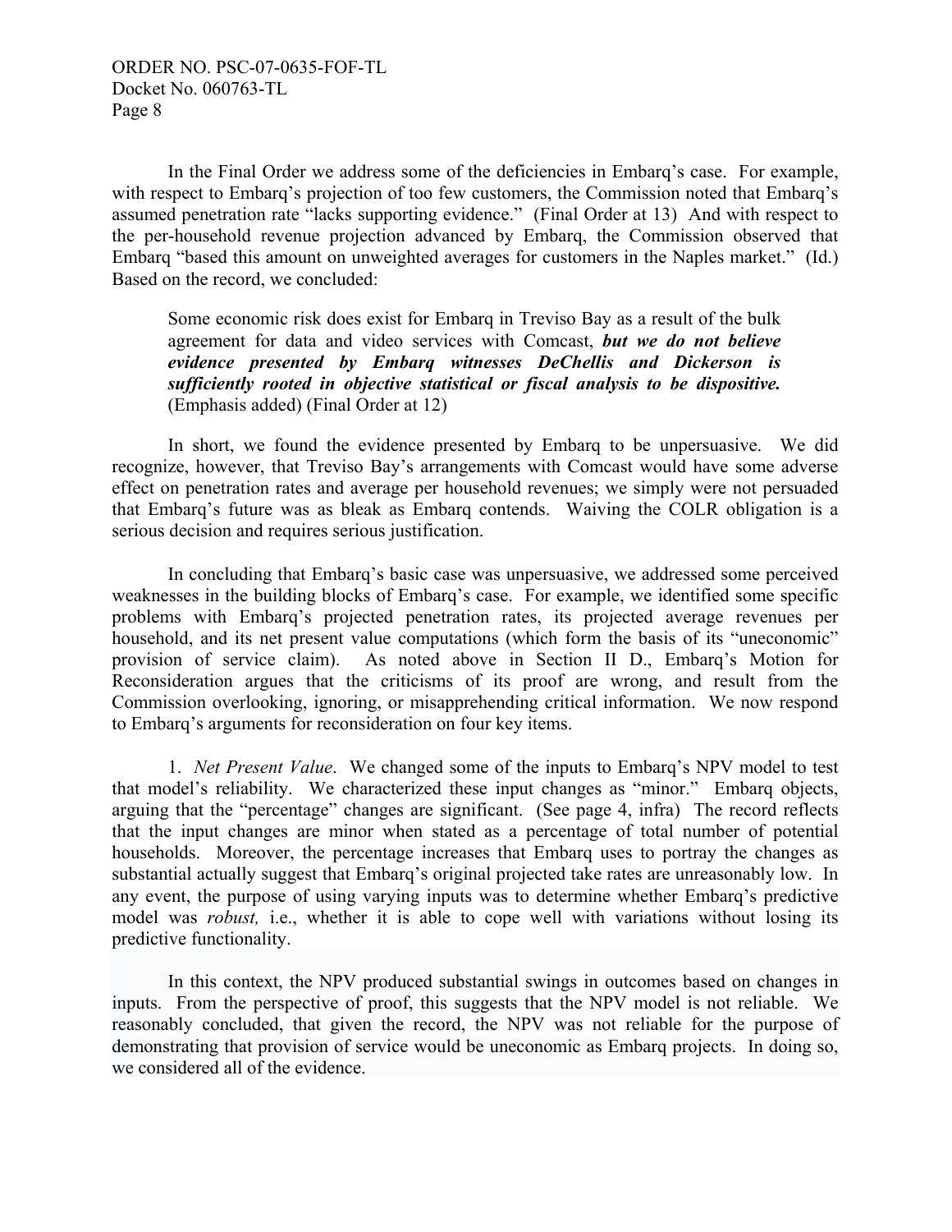In the Final Order we address some of the deficiencies in Embarq's case. For example, with respect to Embarq's projection of too few customers, the Commission noted that Embarq's assumed penetration rate "lacks supporting evidence." (Final Order at 13) And with respect to the per-household revenue projection advanced by Embarq, the Commission observed that Embarq "based this amount on unweighted averages for customers in the Naples market." (Id.) Based on the record, we concluded:

> Some economic risk does exist for Embarq in Treviso Bay as a result of the bulk agreement for data and video services with Comcast, ***but we do not believe evidence presented by Embarq witnesses DeChellis and Dickerson is sufficiently rooted in objective statistical or fiscal analysis to be dispositive.*** (Emphasis added) (Final Order at 12)

In short, we found the evidence presented by Embarq to be unpersuasive. We did recognize, however, that Treviso Bay's arrangements with Comcast would have some adverse effect on penetration rates and average per household revenues; we simply were not persuaded that Embarq's future was as bleak as Embarq contends. Waiving the COLR obligation is a serious decision and requires serious justification.

In concluding that Embarq's basic case was unpersuasive, we addressed some perceived weaknesses in the building blocks of Embarq's case. For example, we identified some specific problems with Embarq's projected penetration rates, its projected average revenues per household, and its net present value computations (which form the basis of its "uneconomic" provision of service claim). As noted above in Section II D., Embarq's Motion for Reconsideration argues that the criticisms of its proof are wrong, and result from the Commission overlooking, ignoring, or misapprehending critical information. We now respond to Embarq's arguments for reconsideration on four key items.

1. *Net Present Value*. We changed some of the inputs to Embarq's NPV model to test that model's reliability. We characterized these input changes as "minor." Embarq objects, arguing that the "percentage" changes are significant. (See page 4, infra) The record reflects that the input changes are minor when stated as a percentage of total number of potential households. Moreover, the percentage increases that Embarq uses to portray the changes as substantial actually suggest that Embarq's original projected take rates are unreasonably low. In any event, the purpose of using varying inputs was to determine whether Embarq's predictive model was *robust,* i.e., whether it is able to cope well with variations without losing its predictive functionality.

In this context, the NPV produced substantial swings in outcomes based on changes in inputs. From the perspective of proof, this suggests that the NPV model is not reliable. We reasonably concluded, that given the record, the NPV was not reliable for the purpose of demonstrating that provision of service would be uneconomic as Embarq projects. In doing so, we considered all of the evidence.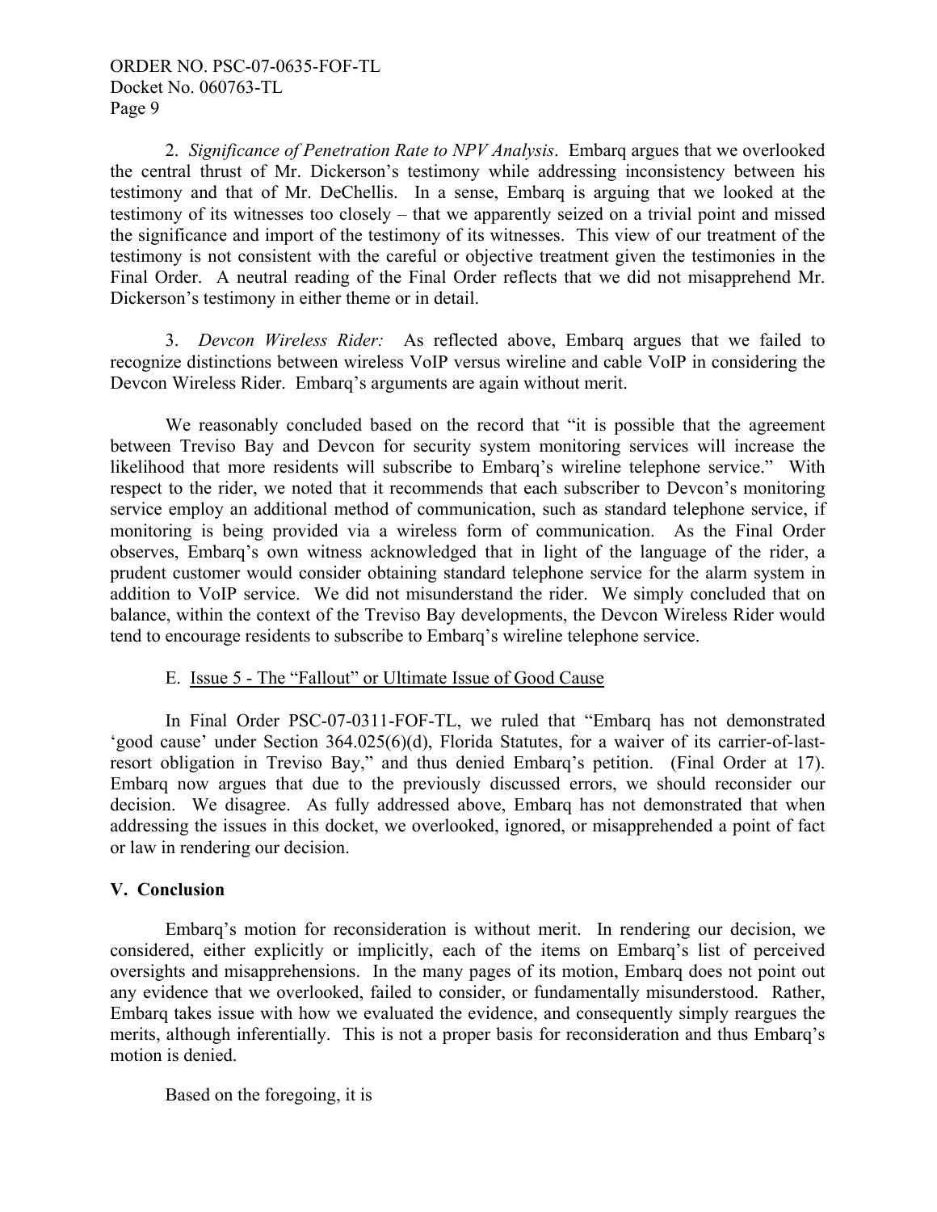2. *Significance of Penetration Rate to NPV Analysis*. Embarq argues that we overlooked the central thrust of Mr. Dickerson's testimony while addressing inconsistency between his testimony and that of Mr. DeChellis. In a sense, Embarq is arguing that we looked at the testimony of its witnesses too closely – that we apparently seized on a trivial point and missed the significance and import of the testimony of its witnesses. This view of our treatment of the testimony is not consistent with the careful or objective treatment given the testimonies in the Final Order. A neutral reading of the Final Order reflects that we did not misapprehend Mr. Dickerson's testimony in either theme or in detail.

3. *Devcon Wireless Rider:* As reflected above, Embarq argues that we failed to recognize distinctions between wireless VoIP versus wireline and cable VoIP in considering the Devcon Wireless Rider. Embarq's arguments are again without merit.

We reasonably concluded based on the record that "it is possible that the agreement between Treviso Bay and Devcon for security system monitoring services will increase the likelihood that more residents will subscribe to Embarq's wireline telephone service." With respect to the rider, we noted that it recommends that each subscriber to Devcon's monitoring service employ an additional method of communication, such as standard telephone service, if monitoring is being provided via a wireless form of communication. As the Final Order observes, Embarq's own witness acknowledged that in light of the language of the rider, a prudent customer would consider obtaining standard telephone service for the alarm system in addition to VoIP service. We did not misunderstand the rider. We simply concluded that on balance, within the context of the Treviso Bay developments, the Devcon Wireless Rider would tend to encourage residents to subscribe to Embarq's wireline telephone service.

E. Issue 5 - The "Fallout" or Ultimate Issue of Good Cause

In Final Order PSC-07-0311-FOF-TL, we ruled that "Embarq has not demonstrated 'good cause' under Section 364.025(6)(d), Florida Statutes, for a waiver of its carrier-of-last-resort obligation in Treviso Bay," and thus denied Embarq's petition. (Final Order at 17). Embarq now argues that due to the previously discussed errors, we should reconsider our decision. We disagree. As fully addressed above, Embarq has not demonstrated that when addressing the issues in this docket, we overlooked, ignored, or misapprehended a point of fact or law in rendering our decision.

## V. Conclusion

Embarq's motion for reconsideration is without merit. In rendering our decision, we considered, either explicitly or implicitly, each of the items on Embarq's list of perceived oversights and misapprehensions. In the many pages of its motion, Embarq does not point out any evidence that we overlooked, failed to consider, or fundamentally misunderstood. Rather, Embarq takes issue with how we evaluated the evidence, and consequently simply reargues the merits, although inferentially. This is not a proper basis for reconsideration and thus Embarq's motion is denied.

Based on the foregoing, it is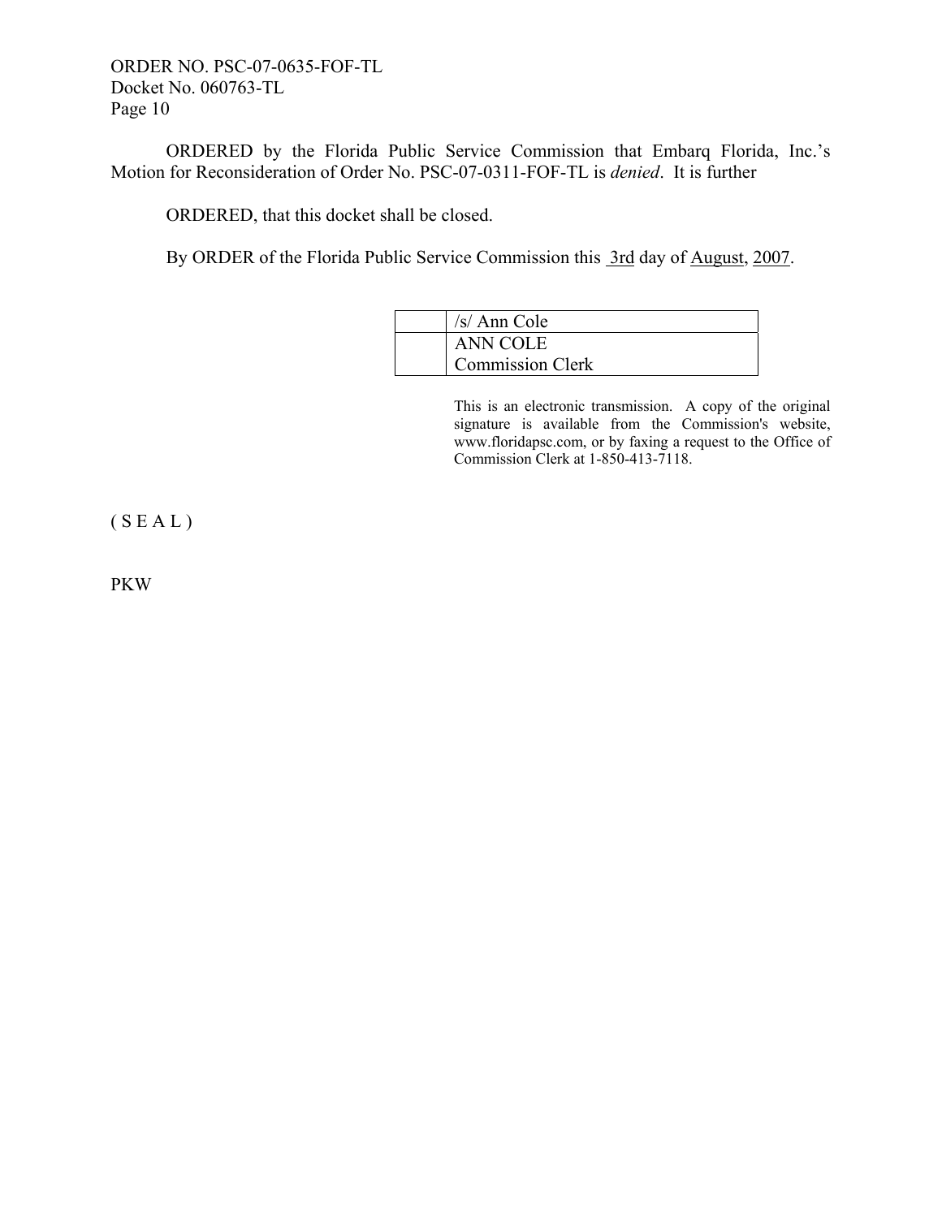ORDERED by the Florida Public Service Commission that Embarq Florida, Inc.'s Motion for Reconsideration of Order No. PSC-07-0311-FOF-TL is *denied*. It is further

ORDERED, that this docket shall be closed.

By ORDER of the Florida Public Service Commission this 3rd day of August, 2007.

| | /s/ Ann Cole |
|---|---|
| | ANN COLE<br>Commission Clerk |

This is an electronic transmission. A copy of the original signature is available from the Commission's website, www.floridapsc.com, or by faxing a request to the Office of Commission Clerk at 1-850-413-7118.

( S E A L )

PKW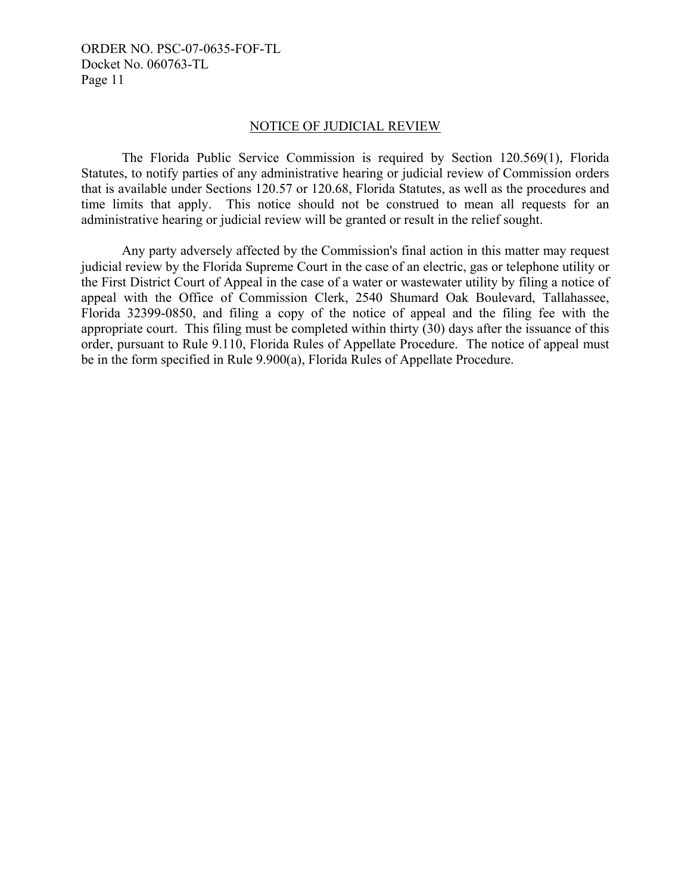## NOTICE OF JUDICIAL REVIEW

The Florida Public Service Commission is required by Section 120.569(1), Florida Statutes, to notify parties of any administrative hearing or judicial review of Commission orders that is available under Sections 120.57 or 120.68, Florida Statutes, as well as the procedures and time limits that apply. This notice should not be construed to mean all requests for an administrative hearing or judicial review will be granted or result in the relief sought.

Any party adversely affected by the Commission's final action in this matter may request judicial review by the Florida Supreme Court in the case of an electric, gas or telephone utility or the First District Court of Appeal in the case of a water or wastewater utility by filing a notice of appeal with the Office of Commission Clerk, 2540 Shumard Oak Boulevard, Tallahassee, Florida 32399-0850, and filing a copy of the notice of appeal and the filing fee with the appropriate court. This filing must be completed within thirty (30) days after the issuance of this order, pursuant to Rule 9.110, Florida Rules of Appellate Procedure. The notice of appeal must be in the form specified in Rule 9.900(a), Florida Rules of Appellate Procedure.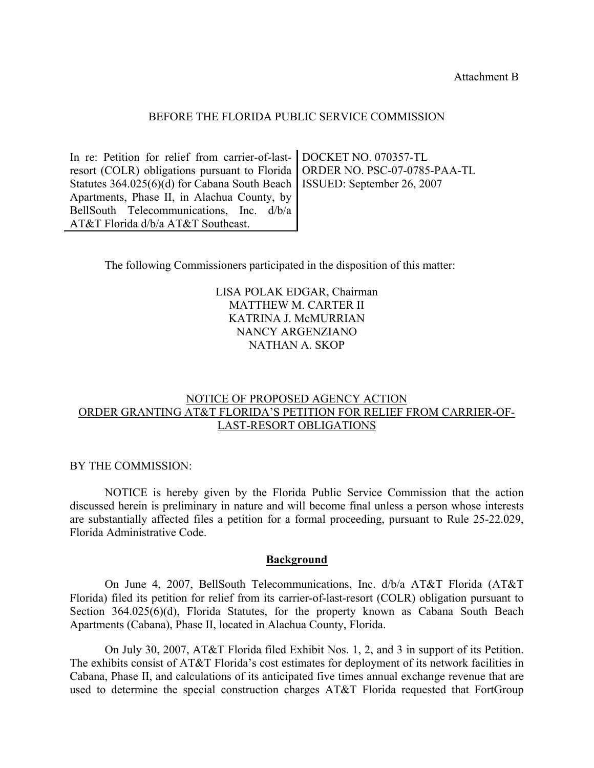Attachment B

BEFORE THE FLORIDA PUBLIC SERVICE COMMISSION

| In re: Petition for relief from carrier-of-last-resort (COLR) obligations pursuant to Florida Statutes 364.025(6)(d) for Cabana South Beach Apartments, Phase II, in Alachua County, by BellSouth Telecommunications, Inc. d/b/a AT&T Florida d/b/a AT&T Southeast. | DOCKET NO. 070357-TL<br>ORDER NO. PSC-07-0785-PAA-TL<br>ISSUED: September 26, 2007 |
| --- | --- |

The following Commissioners participated in the disposition of this matter:

LISA POLAK EDGAR, Chairman
MATTHEW M. CARTER II
KATRINA J. McMURRIAN
NANCY ARGENZIANO
NATHAN A. SKOP

NOTICE OF PROPOSED AGENCY ACTION
ORDER GRANTING AT&T FLORIDA'S PETITION FOR RELIEF FROM CARRIER-OF-LAST-RESORT OBLIGATIONS

BY THE COMMISSION:

NOTICE is hereby given by the Florida Public Service Commission that the action discussed herein is preliminary in nature and will become final unless a person whose interests are substantially affected files a petition for a formal proceeding, pursuant to Rule 25-22.029, Florida Administrative Code.

## Background

On June 4, 2007, BellSouth Telecommunications, Inc. d/b/a AT&T Florida (AT&T Florida) filed its petition for relief from its carrier-of-last-resort (COLR) obligation pursuant to Section 364.025(6)(d), Florida Statutes, for the property known as Cabana South Beach Apartments (Cabana), Phase II, located in Alachua County, Florida.

On July 30, 2007, AT&T Florida filed Exhibit Nos. 1, 2, and 3 in support of its Petition. The exhibits consist of AT&T Florida's cost estimates for deployment of its network facilities in Cabana, Phase II, and calculations of its anticipated five times annual exchange revenue that are used to determine the special construction charges AT&T Florida requested that FortGroup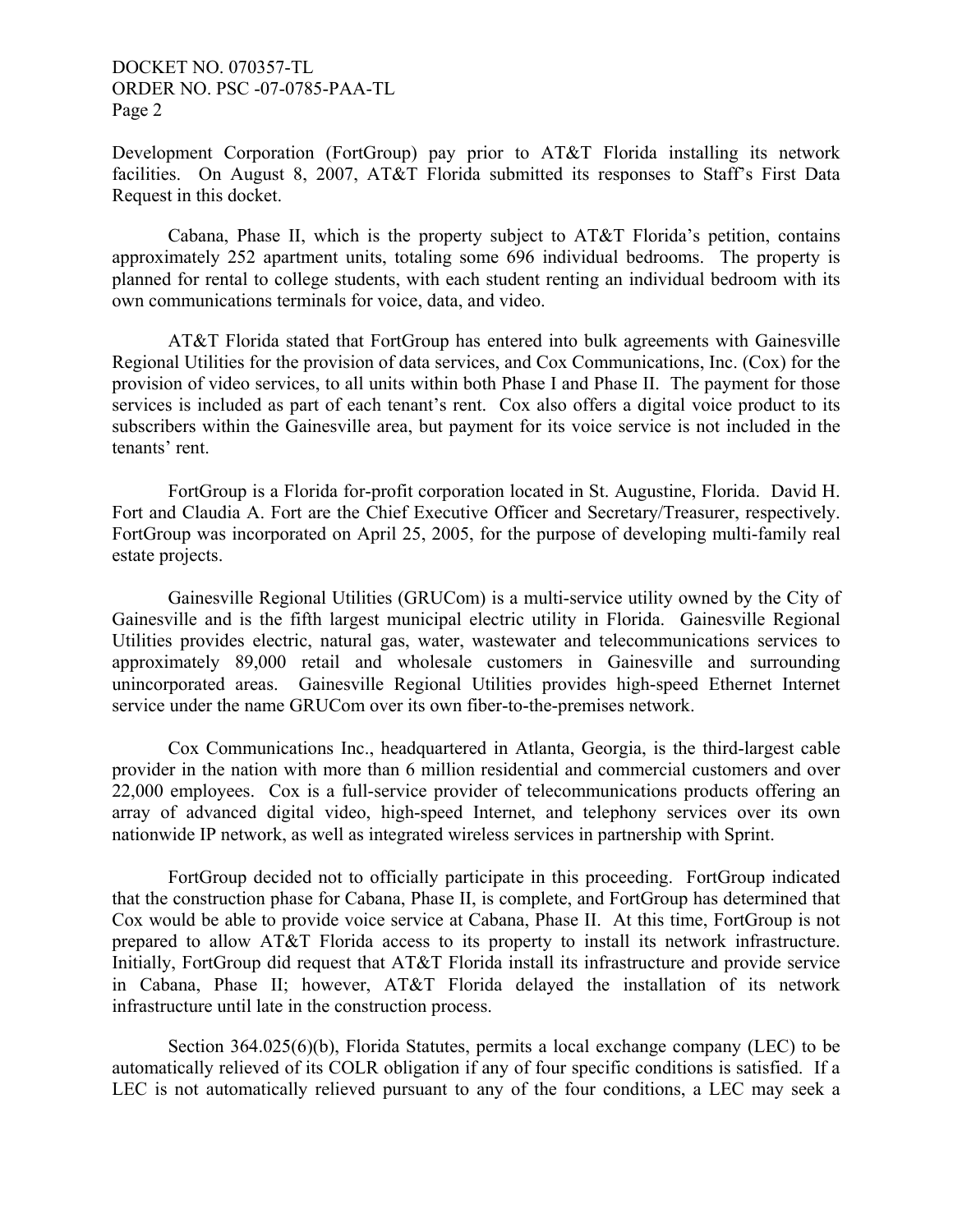Development Corporation (FortGroup) pay prior to AT&T Florida installing its network facilities. On August 8, 2007, AT&T Florida submitted its responses to Staff's First Data Request in this docket.

Cabana, Phase II, which is the property subject to AT&T Florida's petition, contains approximately 252 apartment units, totaling some 696 individual bedrooms. The property is planned for rental to college students, with each student renting an individual bedroom with its own communications terminals for voice, data, and video.

AT&T Florida stated that FortGroup has entered into bulk agreements with Gainesville Regional Utilities for the provision of data services, and Cox Communications, Inc. (Cox) for the provision of video services, to all units within both Phase I and Phase II. The payment for those services is included as part of each tenant's rent. Cox also offers a digital voice product to its subscribers within the Gainesville area, but payment for its voice service is not included in the tenants' rent.

FortGroup is a Florida for-profit corporation located in St. Augustine, Florida. David H. Fort and Claudia A. Fort are the Chief Executive Officer and Secretary/Treasurer, respectively. FortGroup was incorporated on April 25, 2005, for the purpose of developing multi-family real estate projects.

Gainesville Regional Utilities (GRUCom) is a multi-service utility owned by the City of Gainesville and is the fifth largest municipal electric utility in Florida. Gainesville Regional Utilities provides electric, natural gas, water, wastewater and telecommunications services to approximately 89,000 retail and wholesale customers in Gainesville and surrounding unincorporated areas. Gainesville Regional Utilities provides high-speed Ethernet Internet service under the name GRUCom over its own fiber-to-the-premises network.

Cox Communications Inc., headquartered in Atlanta, Georgia, is the third-largest cable provider in the nation with more than 6 million residential and commercial customers and over 22,000 employees. Cox is a full-service provider of telecommunications products offering an array of advanced digital video, high-speed Internet, and telephony services over its own nationwide IP network, as well as integrated wireless services in partnership with Sprint.

FortGroup decided not to officially participate in this proceeding. FortGroup indicated that the construction phase for Cabana, Phase II, is complete, and FortGroup has determined that Cox would be able to provide voice service at Cabana, Phase II. At this time, FortGroup is not prepared to allow AT&T Florida access to its property to install its network infrastructure. Initially, FortGroup did request that AT&T Florida install its infrastructure and provide service in Cabana, Phase II; however, AT&T Florida delayed the installation of its network infrastructure until late in the construction process.

Section 364.025(6)(b), Florida Statutes, permits a local exchange company (LEC) to be automatically relieved of its COLR obligation if any of four specific conditions is satisfied. If a LEC is not automatically relieved pursuant to any of the four conditions, a LEC may seek a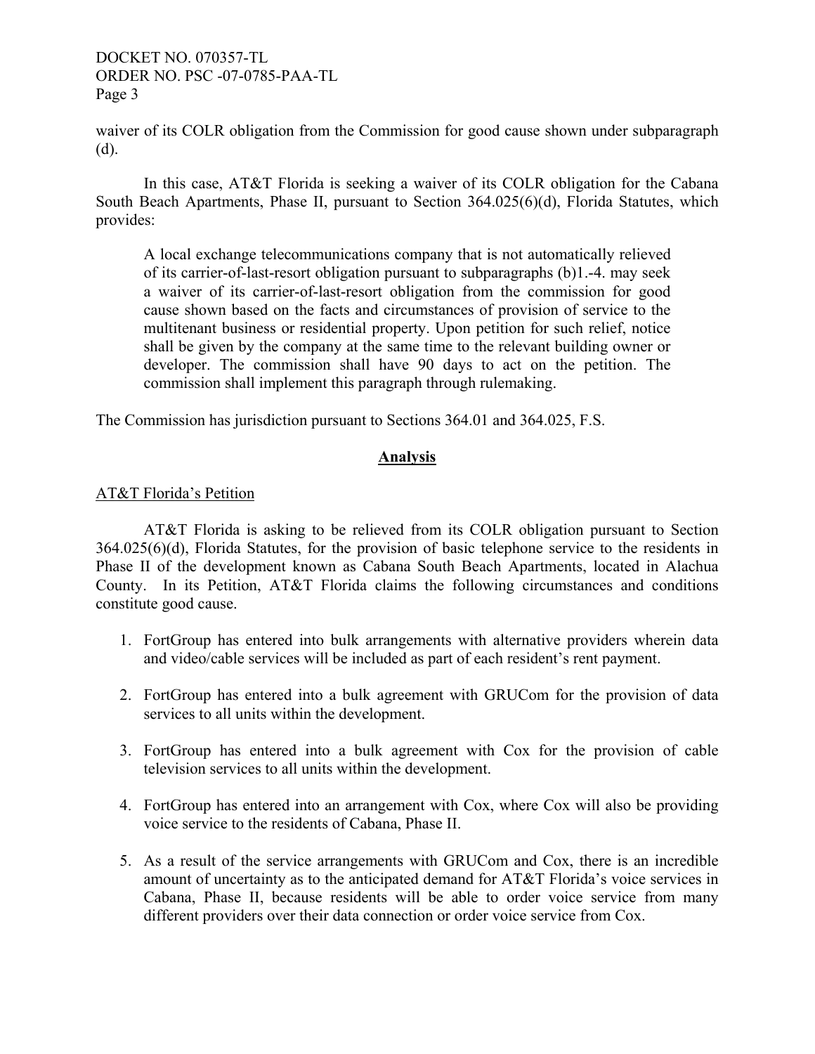waiver of its COLR obligation from the Commission for good cause shown under subparagraph (d).

In this case, AT&T Florida is seeking a waiver of its COLR obligation for the Cabana South Beach Apartments, Phase II, pursuant to Section 364.025(6)(d), Florida Statutes, which provides:

> A local exchange telecommunications company that is not automatically relieved of its carrier-of-last-resort obligation pursuant to subparagraphs (b)1.-4. may seek a waiver of its carrier-of-last-resort obligation from the commission for good cause shown based on the facts and circumstances of provision of service to the multitenant business or residential property. Upon petition for such relief, notice shall be given by the company at the same time to the relevant building owner or developer. The commission shall have 90 days to act on the petition. The commission shall implement this paragraph through rulemaking.

The Commission has jurisdiction pursuant to Sections 364.01 and 364.025, F.S.

## Analysis

### AT&T Florida's Petition

AT&T Florida is asking to be relieved from its COLR obligation pursuant to Section 364.025(6)(d), Florida Statutes, for the provision of basic telephone service to the residents in Phase II of the development known as Cabana South Beach Apartments, located in Alachua County. In its Petition, AT&T Florida claims the following circumstances and conditions constitute good cause.

1. FortGroup has entered into bulk arrangements with alternative providers wherein data and video/cable services will be included as part of each resident's rent payment.
2. FortGroup has entered into a bulk agreement with GRUCom for the provision of data services to all units within the development.
3. FortGroup has entered into a bulk agreement with Cox for the provision of cable television services to all units within the development.
4. FortGroup has entered into an arrangement with Cox, where Cox will also be providing voice service to the residents of Cabana, Phase II.
5. As a result of the service arrangements with GRUCom and Cox, there is an incredible amount of uncertainty as to the anticipated demand for AT&T Florida's voice services in Cabana, Phase II, because residents will be able to order voice service from many different providers over their data connection or order voice service from Cox.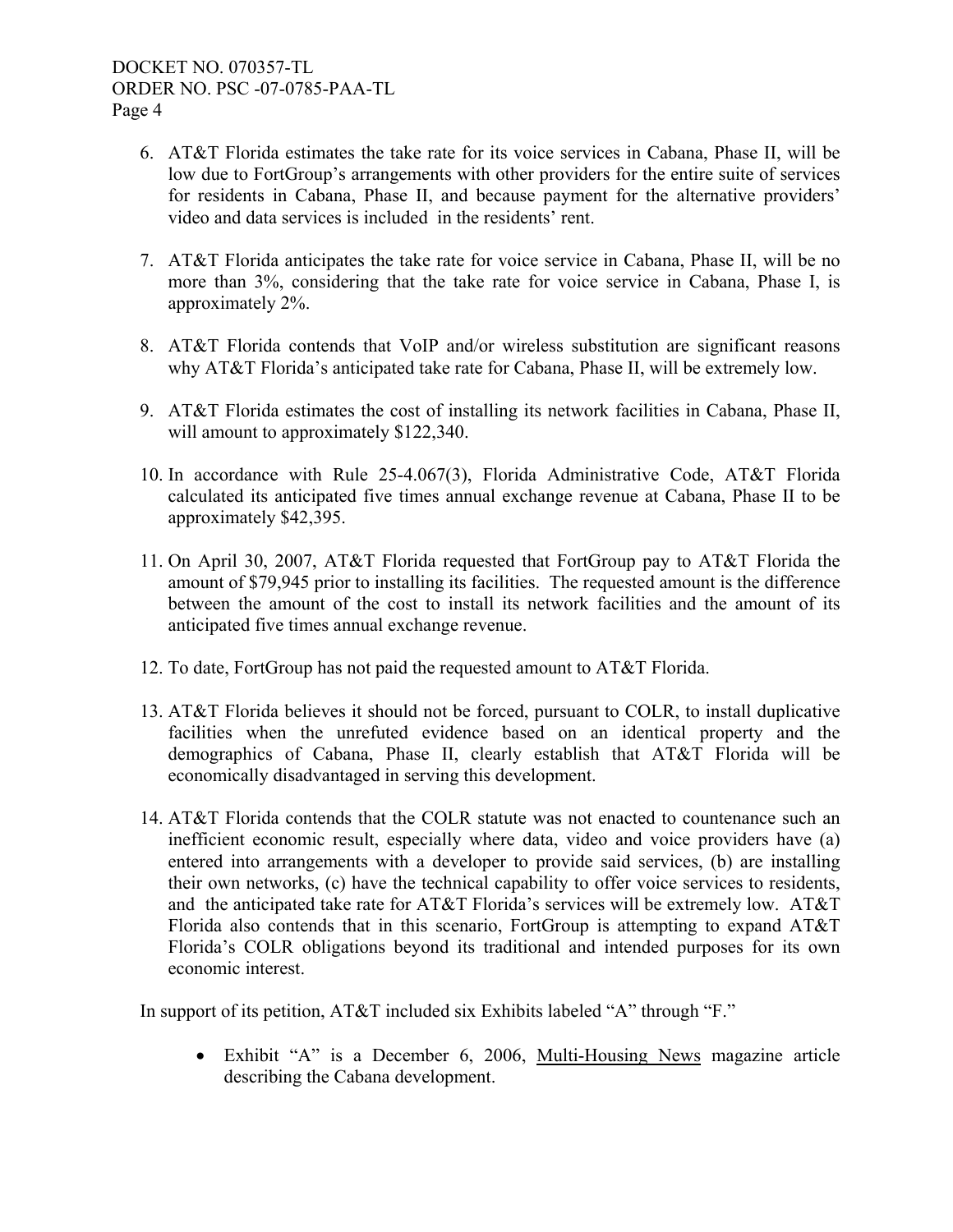6. AT&T Florida estimates the take rate for its voice services in Cabana, Phase II, will be low due to FortGroup's arrangements with other providers for the entire suite of services for residents in Cabana, Phase II, and because payment for the alternative providers' video and data services is included in the residents' rent.

7. AT&T Florida anticipates the take rate for voice service in Cabana, Phase II, will be no more than 3%, considering that the take rate for voice service in Cabana, Phase I, is approximately 2%.

8. AT&T Florida contends that VoIP and/or wireless substitution are significant reasons why AT&T Florida's anticipated take rate for Cabana, Phase II, will be extremely low.

9. AT&T Florida estimates the cost of installing its network facilities in Cabana, Phase II, will amount to approximately $122,340.

10. In accordance with Rule 25-4.067(3), Florida Administrative Code, AT&T Florida calculated its anticipated five times annual exchange revenue at Cabana, Phase II to be approximately $42,395.

11. On April 30, 2007, AT&T Florida requested that FortGroup pay to AT&T Florida the amount of $79,945 prior to installing its facilities. The requested amount is the difference between the amount of the cost to install its network facilities and the amount of its anticipated five times annual exchange revenue.

12. To date, FortGroup has not paid the requested amount to AT&T Florida.

13. AT&T Florida believes it should not be forced, pursuant to COLR, to install duplicative facilities when the unrefuted evidence based on an identical property and the demographics of Cabana, Phase II, clearly establish that AT&T Florida will be economically disadvantaged in serving this development.

14. AT&T Florida contends that the COLR statute was not enacted to countenance such an inefficient economic result, especially where data, video and voice providers have (a) entered into arrangements with a developer to provide said services, (b) are installing their own networks, (c) have the technical capability to offer voice services to residents, and the anticipated take rate for AT&T Florida's services will be extremely low. AT&T Florida also contends that in this scenario, FortGroup is attempting to expand AT&T Florida's COLR obligations beyond its traditional and intended purposes for its own economic interest.

In support of its petition, AT&T included six Exhibits labeled "A" through "F."

- Exhibit "A" is a December 6, 2006, Multi-Housing News magazine article describing the Cabana development.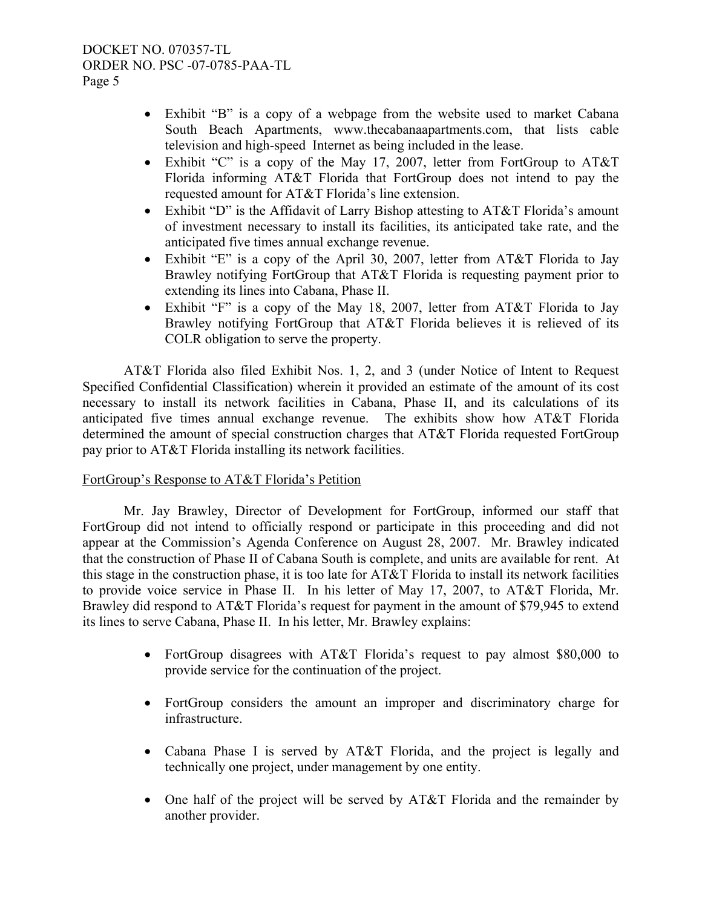- Exhibit "B" is a copy of a webpage from the website used to market Cabana South Beach Apartments, www.thecabanaapartments.com, that lists cable television and high-speed Internet as being included in the lease.
- Exhibit "C" is a copy of the May 17, 2007, letter from FortGroup to AT&T Florida informing AT&T Florida that FortGroup does not intend to pay the requested amount for AT&T Florida's line extension.
- Exhibit "D" is the Affidavit of Larry Bishop attesting to AT&T Florida's amount of investment necessary to install its facilities, its anticipated take rate, and the anticipated five times annual exchange revenue.
- Exhibit "E" is a copy of the April 30, 2007, letter from AT&T Florida to Jay Brawley notifying FortGroup that AT&T Florida is requesting payment prior to extending its lines into Cabana, Phase II.
- Exhibit "F" is a copy of the May 18, 2007, letter from AT&T Florida to Jay Brawley notifying FortGroup that AT&T Florida believes it is relieved of its COLR obligation to serve the property.

AT&T Florida also filed Exhibit Nos. 1, 2, and 3 (under Notice of Intent to Request Specified Confidential Classification) wherein it provided an estimate of the amount of its cost necessary to install its network facilities in Cabana, Phase II, and its calculations of its anticipated five times annual exchange revenue. The exhibits show how AT&T Florida determined the amount of special construction charges that AT&T Florida requested FortGroup pay prior to AT&T Florida installing its network facilities.

FortGroup's Response to AT&T Florida's Petition

Mr. Jay Brawley, Director of Development for FortGroup, informed our staff that FortGroup did not intend to officially respond or participate in this proceeding and did not appear at the Commission's Agenda Conference on August 28, 2007. Mr. Brawley indicated that the construction of Phase II of Cabana South is complete, and units are available for rent. At this stage in the construction phase, it is too late for AT&T Florida to install its network facilities to provide voice service in Phase II. In his letter of May 17, 2007, to AT&T Florida, Mr. Brawley did respond to AT&T Florida's request for payment in the amount of $79,945 to extend its lines to serve Cabana, Phase II. In his letter, Mr. Brawley explains:

- FortGroup disagrees with AT&T Florida's request to pay almost $80,000 to provide service for the continuation of the project.
- FortGroup considers the amount an improper and discriminatory charge for infrastructure.
- Cabana Phase I is served by AT&T Florida, and the project is legally and technically one project, under management by one entity.
- One half of the project will be served by AT&T Florida and the remainder by another provider.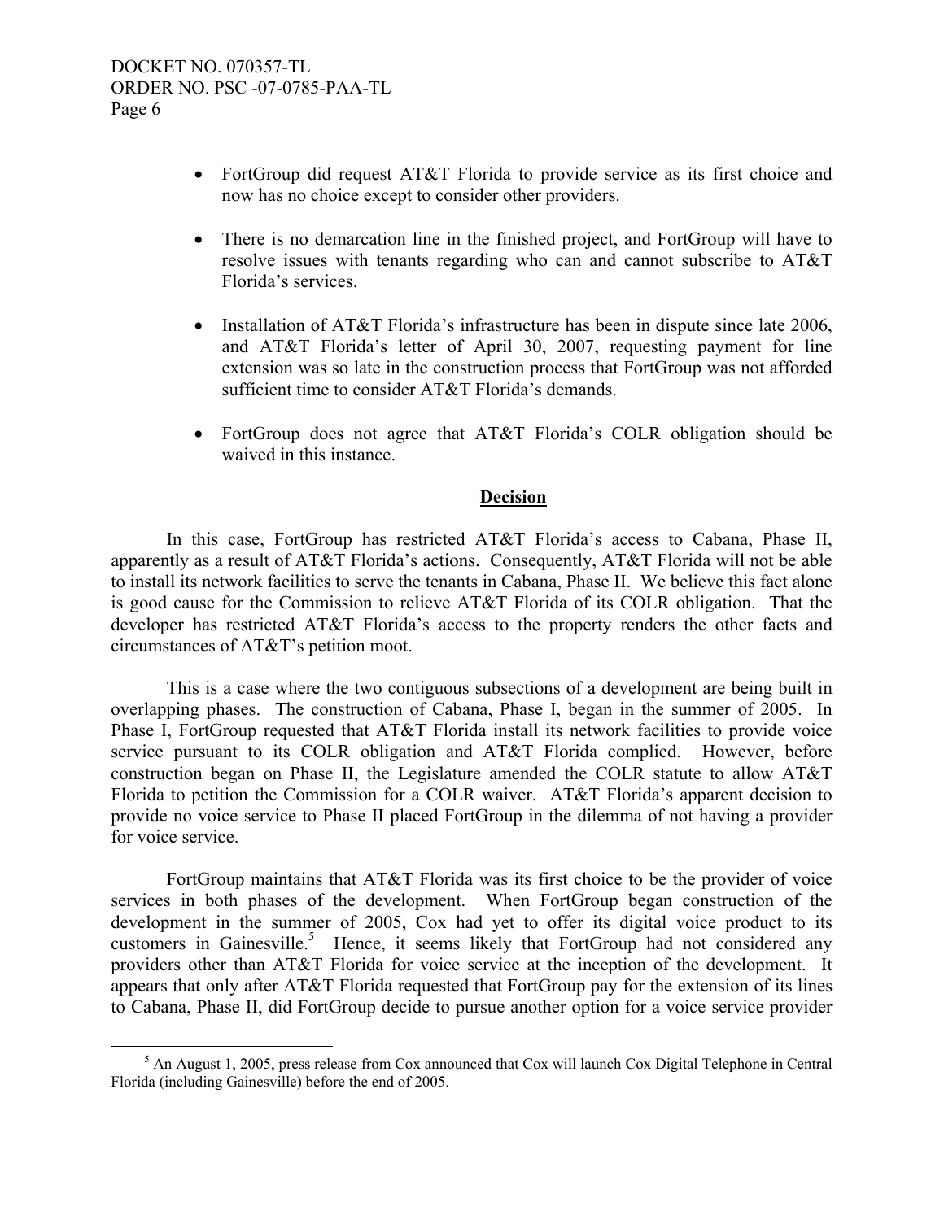- FortGroup did request AT&T Florida to provide service as its first choice and now has no choice except to consider other providers.

- There is no demarcation line in the finished project, and FortGroup will have to resolve issues with tenants regarding who can and cannot subscribe to AT&T Florida's services.

- Installation of AT&T Florida's infrastructure has been in dispute since late 2006, and AT&T Florida's letter of April 30, 2007, requesting payment for line extension was so late in the construction process that FortGroup was not afforded sufficient time to consider AT&T Florida's demands.

- FortGroup does not agree that AT&T Florida's COLR obligation should be waived in this instance.

## Decision

In this case, FortGroup has restricted AT&T Florida's access to Cabana, Phase II, apparently as a result of AT&T Florida's actions. Consequently, AT&T Florida will not be able to install its network facilities to serve the tenants in Cabana, Phase II. We believe this fact alone is good cause for the Commission to relieve AT&T Florida of its COLR obligation. That the developer has restricted AT&T Florida's access to the property renders the other facts and circumstances of AT&T's petition moot.

This is a case where the two contiguous subsections of a development are being built in overlapping phases. The construction of Cabana, Phase I, began in the summer of 2005. In Phase I, FortGroup requested that AT&T Florida install its network facilities to provide voice service pursuant to its COLR obligation and AT&T Florida complied. However, before construction began on Phase II, the Legislature amended the COLR statute to allow AT&T Florida to petition the Commission for a COLR waiver. AT&T Florida's apparent decision to provide no voice service to Phase II placed FortGroup in the dilemma of not having a provider for voice service.

FortGroup maintains that AT&T Florida was its first choice to be the provider of voice services in both phases of the development. When FortGroup began construction of the development in the summer of 2005, Cox had yet to offer its digital voice product to its customers in Gainesville.[5] Hence, it seems likely that FortGroup had not considered any providers other than AT&T Florida for voice service at the inception of the development. It appears that only after AT&T Florida requested that FortGroup pay for the extension of its lines to Cabana, Phase II, did FortGroup decide to pursue another option for a voice service provider

---

[5] An August 1, 2005, press release from Cox announced that Cox will launch Cox Digital Telephone in Central Florida (including Gainesville) before the end of 2005.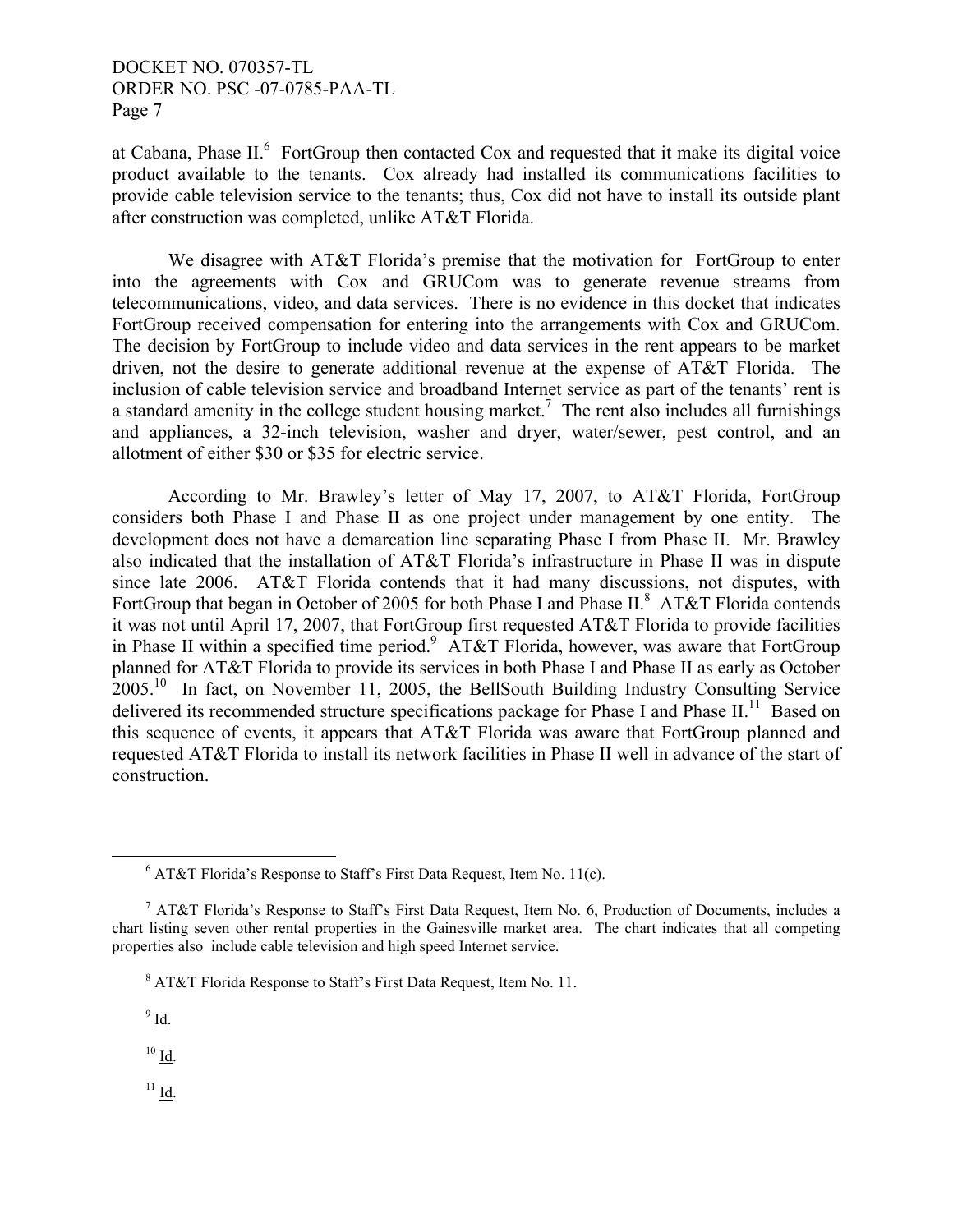at Cabana, Phase II.[6] FortGroup then contacted Cox and requested that it make its digital voice product available to the tenants. Cox already had installed its communications facilities to provide cable television service to the tenants; thus, Cox did not have to install its outside plant after construction was completed, unlike AT&T Florida.

We disagree with AT&T Florida's premise that the motivation for FortGroup to enter into the agreements with Cox and GRUCom was to generate revenue streams from telecommunications, video, and data services. There is no evidence in this docket that indicates FortGroup received compensation for entering into the arrangements with Cox and GRUCom. The decision by FortGroup to include video and data services in the rent appears to be market driven, not the desire to generate additional revenue at the expense of AT&T Florida. The inclusion of cable television service and broadband Internet service as part of the tenants' rent is a standard amenity in the college student housing market.[7] The rent also includes all furnishings and appliances, a 32-inch television, washer and dryer, water/sewer, pest control, and an allotment of either $30 or $35 for electric service.

According to Mr. Brawley's letter of May 17, 2007, to AT&T Florida, FortGroup considers both Phase I and Phase II as one project under management by one entity. The development does not have a demarcation line separating Phase I from Phase II. Mr. Brawley also indicated that the installation of AT&T Florida's infrastructure in Phase II was in dispute since late 2006. AT&T Florida contends that it had many discussions, not disputes, with FortGroup that began in October of 2005 for both Phase I and Phase II.[8] AT&T Florida contends it was not until April 17, 2007, that FortGroup first requested AT&T Florida to provide facilities in Phase II within a specified time period.[9] AT&T Florida, however, was aware that FortGroup planned for AT&T Florida to provide its services in both Phase I and Phase II as early as October 2005.[10] In fact, on November 11, 2005, the BellSouth Building Industry Consulting Service delivered its recommended structure specifications package for Phase I and Phase II.[11] Based on this sequence of events, it appears that AT&T Florida was aware that FortGroup planned and requested AT&T Florida to install its network facilities in Phase II well in advance of the start of construction.

---

[6] AT&T Florida's Response to Staff's First Data Request, Item No. 11(c).

[7] AT&T Florida's Response to Staff's First Data Request, Item No. 6, Production of Documents, includes a chart listing seven other rental properties in the Gainesville market area. The chart indicates that all competing properties also include cable television and high speed Internet service.

[8] AT&T Florida Response to Staff's First Data Request, Item No. 11.

[9] Id.

[10] Id.

[11] Id.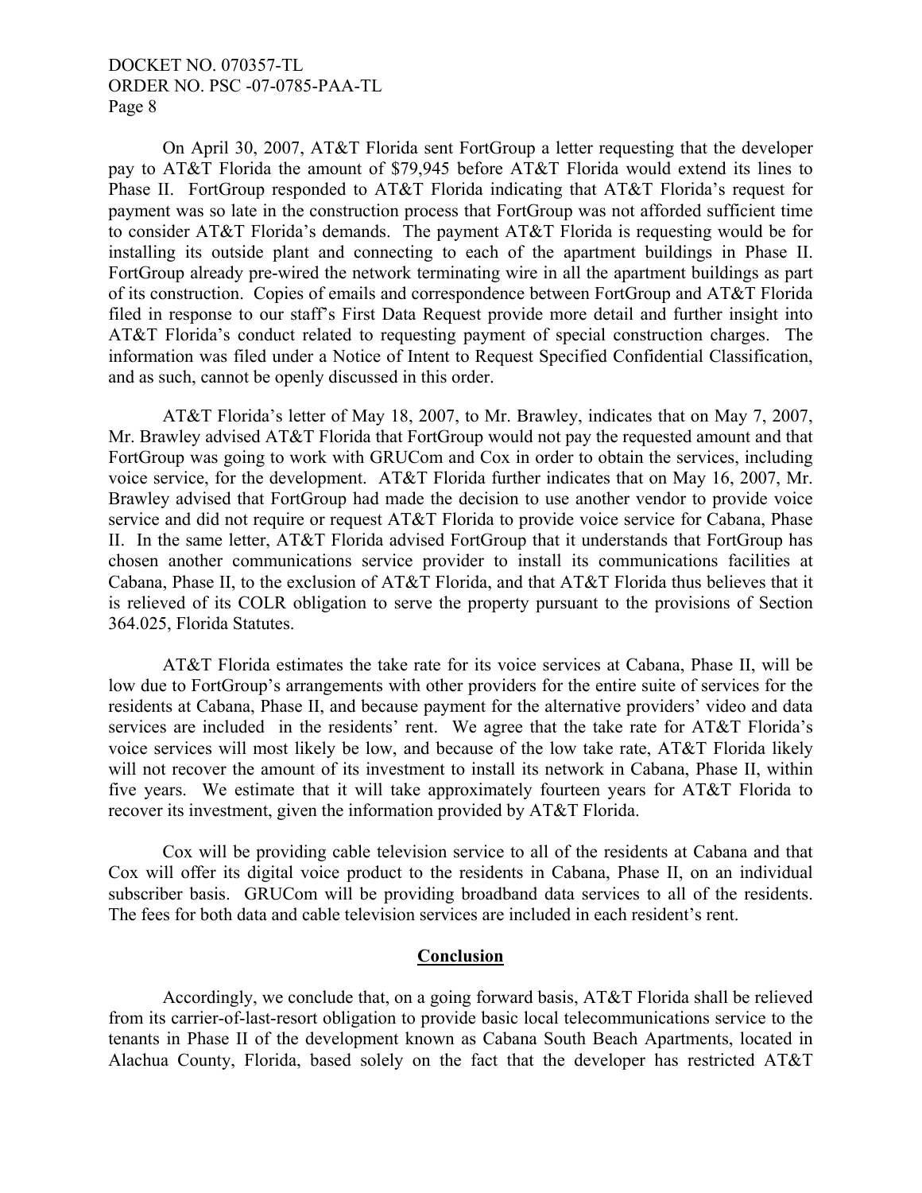On April 30, 2007, AT&T Florida sent FortGroup a letter requesting that the developer pay to AT&T Florida the amount of $79,945 before AT&T Florida would extend its lines to Phase II. FortGroup responded to AT&T Florida indicating that AT&T Florida's request for payment was so late in the construction process that FortGroup was not afforded sufficient time to consider AT&T Florida's demands. The payment AT&T Florida is requesting would be for installing its outside plant and connecting to each of the apartment buildings in Phase II. FortGroup already pre-wired the network terminating wire in all the apartment buildings as part of its construction. Copies of emails and correspondence between FortGroup and AT&T Florida filed in response to our staff's First Data Request provide more detail and further insight into AT&T Florida's conduct related to requesting payment of special construction charges. The information was filed under a Notice of Intent to Request Specified Confidential Classification, and as such, cannot be openly discussed in this order.

AT&T Florida's letter of May 18, 2007, to Mr. Brawley, indicates that on May 7, 2007, Mr. Brawley advised AT&T Florida that FortGroup would not pay the requested amount and that FortGroup was going to work with GRUCom and Cox in order to obtain the services, including voice service, for the development. AT&T Florida further indicates that on May 16, 2007, Mr. Brawley advised that FortGroup had made the decision to use another vendor to provide voice service and did not require or request AT&T Florida to provide voice service for Cabana, Phase II. In the same letter, AT&T Florida advised FortGroup that it understands that FortGroup has chosen another communications service provider to install its communications facilities at Cabana, Phase II, to the exclusion of AT&T Florida, and that AT&T Florida thus believes that it is relieved of its COLR obligation to serve the property pursuant to the provisions of Section 364.025, Florida Statutes.

AT&T Florida estimates the take rate for its voice services at Cabana, Phase II, will be low due to FortGroup's arrangements with other providers for the entire suite of services for the residents at Cabana, Phase II, and because payment for the alternative providers' video and data services are included in the residents' rent. We agree that the take rate for AT&T Florida's voice services will most likely be low, and because of the low take rate, AT&T Florida likely will not recover the amount of its investment to install its network in Cabana, Phase II, within five years. We estimate that it will take approximately fourteen years for AT&T Florida to recover its investment, given the information provided by AT&T Florida.

Cox will be providing cable television service to all of the residents at Cabana and that Cox will offer its digital voice product to the residents in Cabana, Phase II, on an individual subscriber basis. GRUCom will be providing broadband data services to all of the residents. The fees for both data and cable television services are included in each resident's rent.

## Conclusion

Accordingly, we conclude that, on a going forward basis, AT&T Florida shall be relieved from its carrier-of-last-resort obligation to provide basic local telecommunications service to the tenants in Phase II of the development known as Cabana South Beach Apartments, located in Alachua County, Florida, based solely on the fact that the developer has restricted AT&T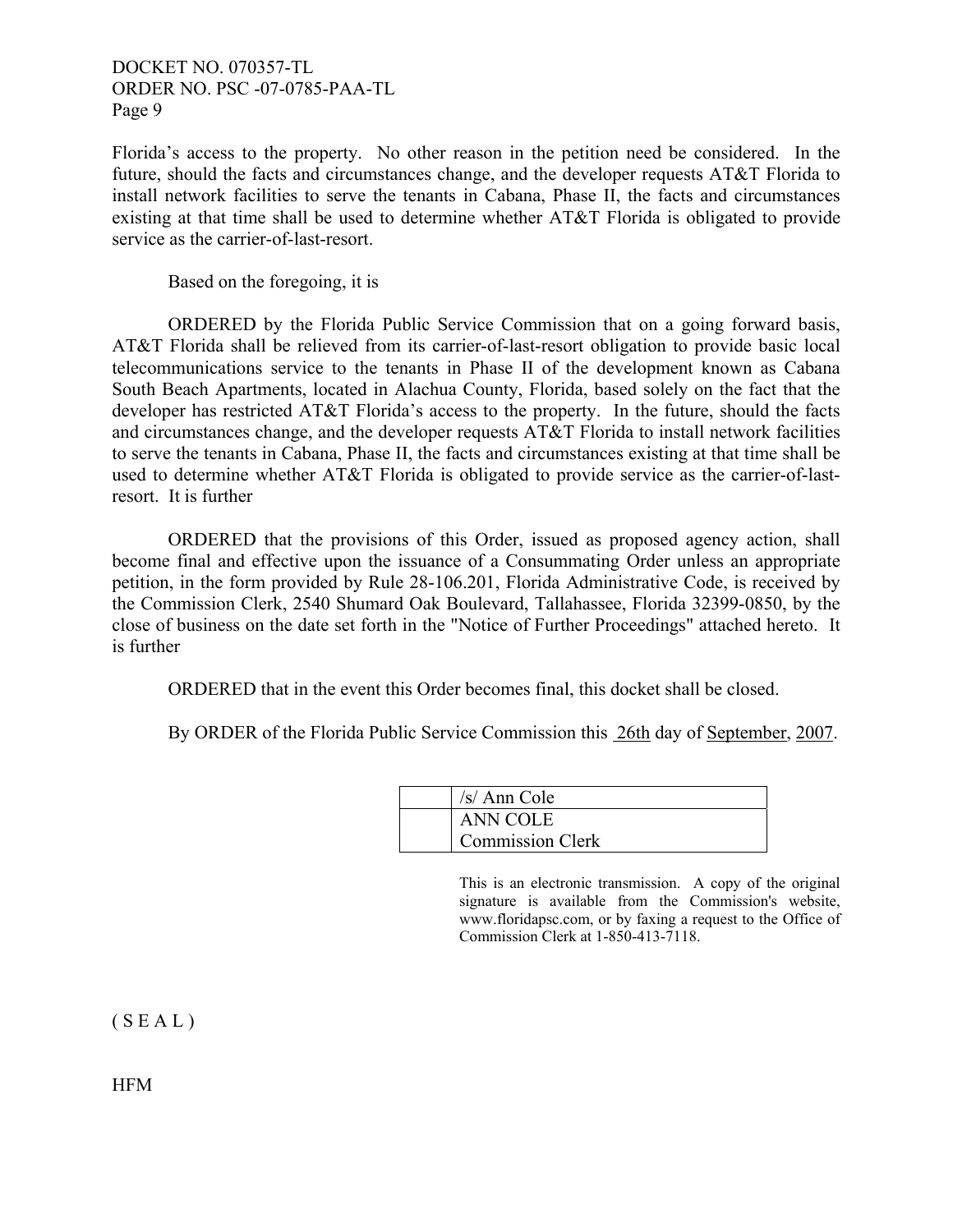Florida's access to the property. No other reason in the petition need be considered. In the future, should the facts and circumstances change, and the developer requests AT&T Florida to install network facilities to serve the tenants in Cabana, Phase II, the facts and circumstances existing at that time shall be used to determine whether AT&T Florida is obligated to provide service as the carrier-of-last-resort.

Based on the foregoing, it is

ORDERED by the Florida Public Service Commission that on a going forward basis, AT&T Florida shall be relieved from its carrier-of-last-resort obligation to provide basic local telecommunications service to the tenants in Phase II of the development known as Cabana South Beach Apartments, located in Alachua County, Florida, based solely on the fact that the developer has restricted AT&T Florida's access to the property. In the future, should the facts and circumstances change, and the developer requests AT&T Florida to install network facilities to serve the tenants in Cabana, Phase II, the facts and circumstances existing at that time shall be used to determine whether AT&T Florida is obligated to provide service as the carrier-of-last-resort. It is further

ORDERED that the provisions of this Order, issued as proposed agency action, shall become final and effective upon the issuance of a Consummating Order unless an appropriate petition, in the form provided by Rule 28-106.201, Florida Administrative Code, is received by the Commission Clerk, 2540 Shumard Oak Boulevard, Tallahassee, Florida 32399-0850, by the close of business on the date set forth in the "Notice of Further Proceedings" attached hereto. It is further

ORDERED that in the event this Order becomes final, this docket shall be closed.

By ORDER of the Florida Public Service Commission this 26th day of September, 2007.

| | |
|---|---|
| | /s/ Ann Cole |
| | ANN COLE<br>Commission Clerk |

This is an electronic transmission. A copy of the original signature is available from the Commission's website, www.floridapsc.com, or by faxing a request to the Office of Commission Clerk at 1-850-413-7118.

( S E A L )

HFM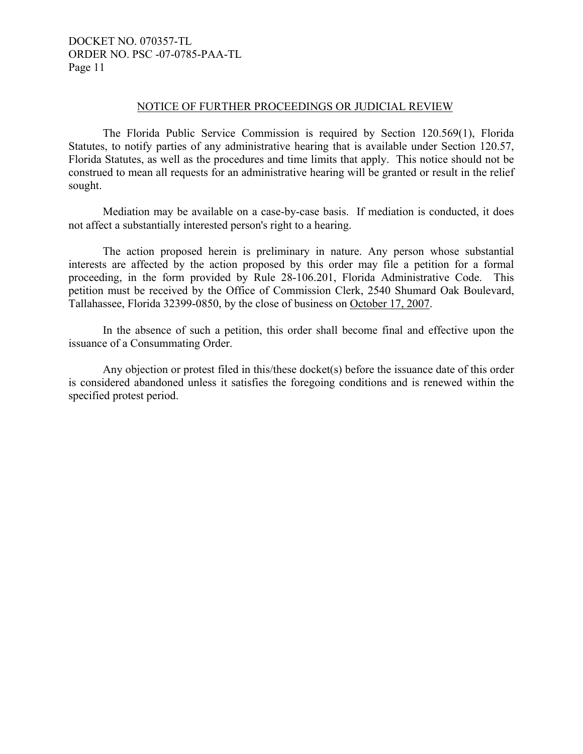## NOTICE OF FURTHER PROCEEDINGS OR JUDICIAL REVIEW

The Florida Public Service Commission is required by Section 120.569(1), Florida Statutes, to notify parties of any administrative hearing that is available under Section 120.57, Florida Statutes, as well as the procedures and time limits that apply. This notice should not be construed to mean all requests for an administrative hearing will be granted or result in the relief sought.

Mediation may be available on a case-by-case basis. If mediation is conducted, it does not affect a substantially interested person's right to a hearing.

The action proposed herein is preliminary in nature. Any person whose substantial interests are affected by the action proposed by this order may file a petition for a formal proceeding, in the form provided by Rule 28-106.201, Florida Administrative Code. This petition must be received by the Office of Commission Clerk, 2540 Shumard Oak Boulevard, Tallahassee, Florida 32399-0850, by the close of business on October 17, 2007.

In the absence of such a petition, this order shall become final and effective upon the issuance of a Consummating Order.

Any objection or protest filed in this/these docket(s) before the issuance date of this order is considered abandoned unless it satisfies the foregoing conditions and is renewed within the specified protest period.